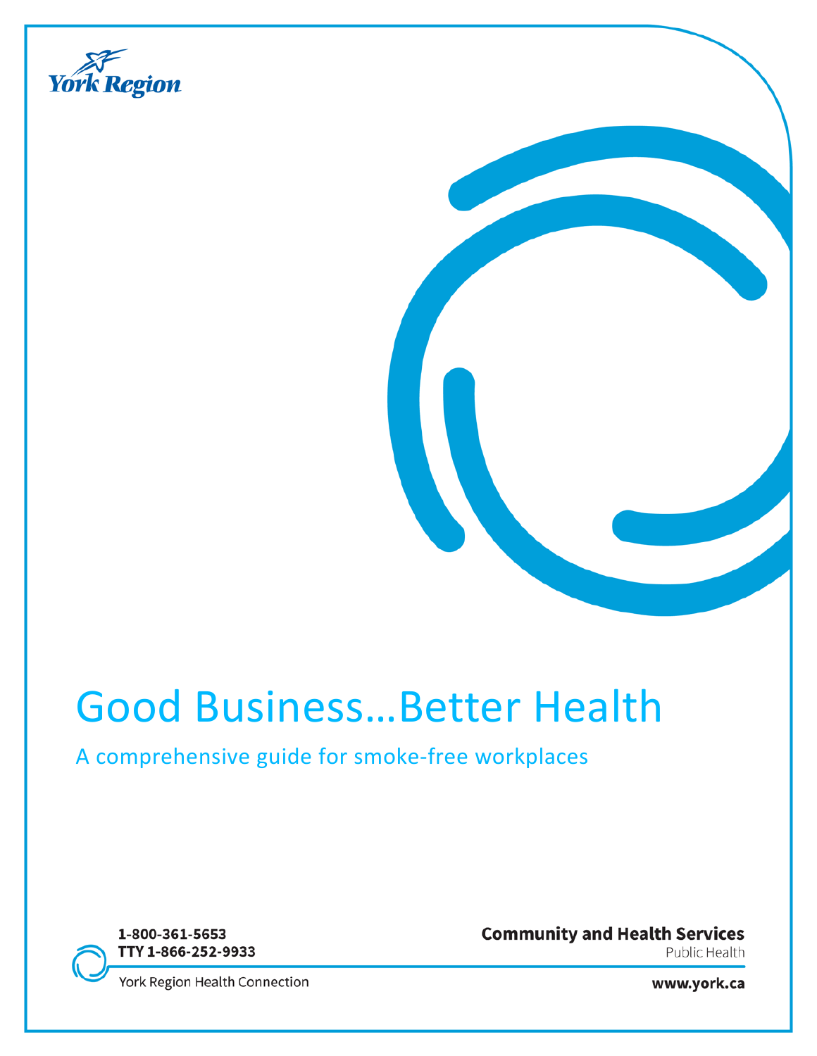York Region

# Good Business…Better Health

## A comprehensive guide for smoke-free workplaces

1-800-361-5653
TTY 1-866-252-9933

York Region Health Connection

**Community and Health Services**
Public Health

**www.york.ca**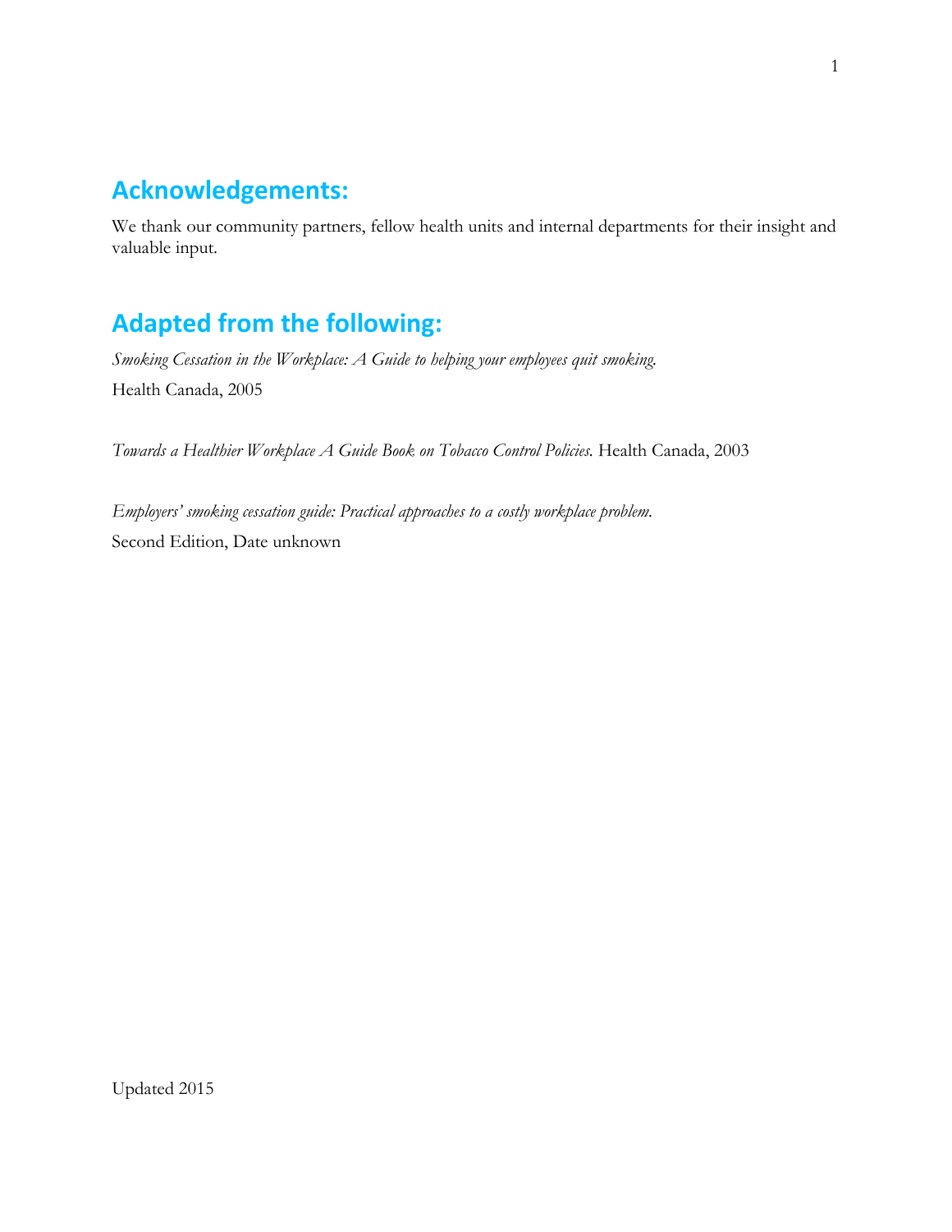## Acknowledgements:

We thank our community partners, fellow health units and internal departments for their insight and valuable input.

## Adapted from the following:

*Smoking Cessation in the Workplace: A Guide to helping your employees quit smoking.*
Health Canada, 2005

*Towards a Healthier Workplace A Guide Book on Tobacco Control Policies.* Health Canada, 2003

*Employers' smoking cessation guide: Practical approaches to a costly workplace problem.*
Second Edition, Date unknown

Updated 2015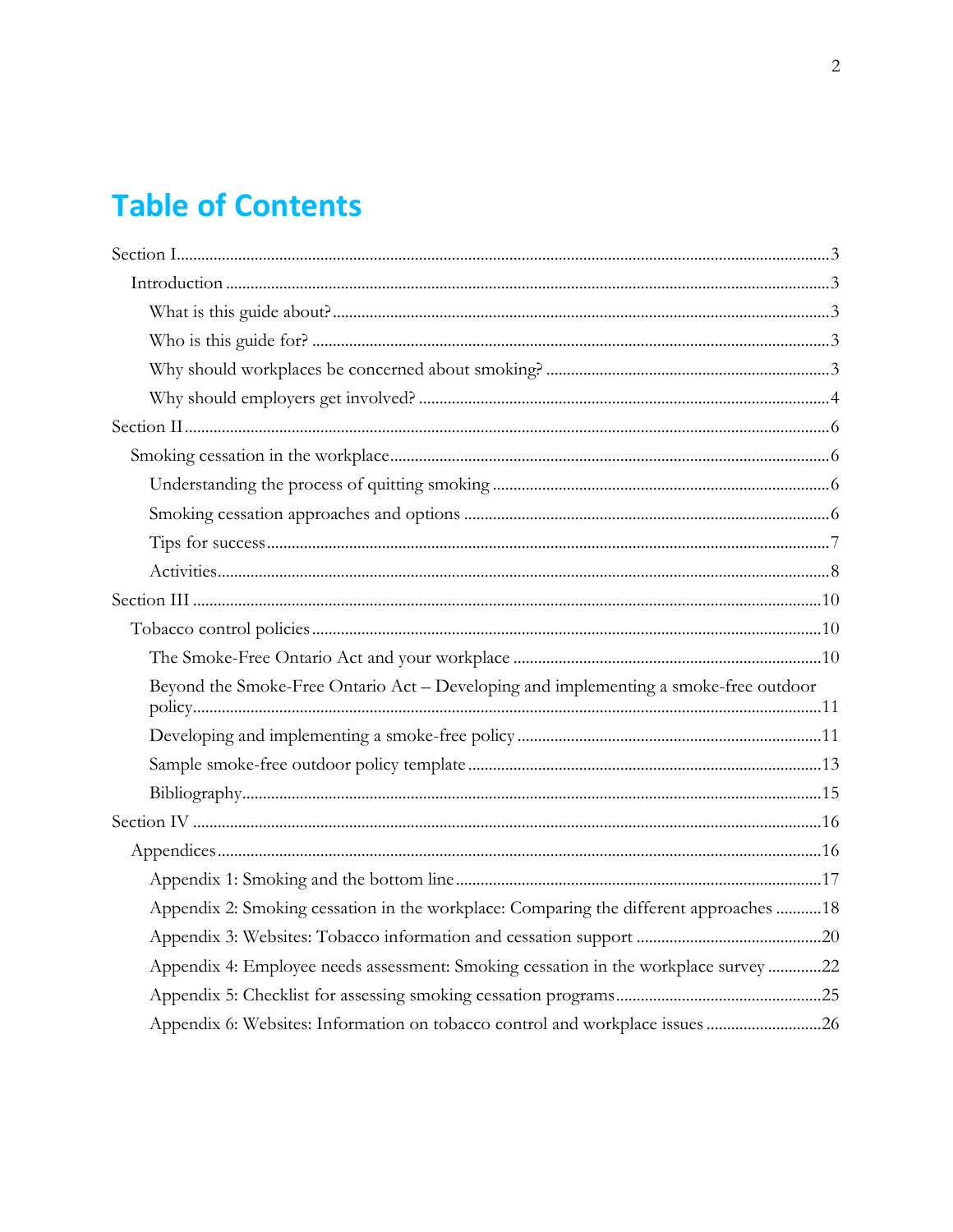# Table of Contents

- Section I ........ 3
  - Introduction ........ 3
    - What is this guide about? ........ 3
    - Who is this guide for? ........ 3
    - Why should workplaces be concerned about smoking? ........ 3
    - Why should employers get involved? ........ 4
- Section II ........ 6
  - Smoking cessation in the workplace ........ 6
    - Understanding the process of quitting smoking ........ 6
    - Smoking cessation approaches and options ........ 6
    - Tips for success ........ 7
    - Activities ........ 8
- Section III ........ 10
  - Tobacco control policies ........ 10
    - The Smoke-Free Ontario Act and your workplace ........ 10
    - Beyond the Smoke-Free Ontario Act – Developing and implementing a smoke-free outdoor policy ........ 11
    - Developing and implementing a smoke-free policy ........ 11
    - Sample smoke-free outdoor policy template ........ 13
    - Bibliography ........ 15
- Section IV ........ 16
  - Appendices ........ 16
    - Appendix 1: Smoking and the bottom line ........ 17
    - Appendix 2: Smoking cessation in the workplace: Comparing the different approaches ........ 18
    - Appendix 3: Websites: Tobacco information and cessation support ........ 20
    - Appendix 4: Employee needs assessment: Smoking cessation in the workplace survey ........ 22
    - Appendix 5: Checklist for assessing smoking cessation programs ........ 25
    - Appendix 6: Websites: Information on tobacco control and workplace issues ........ 26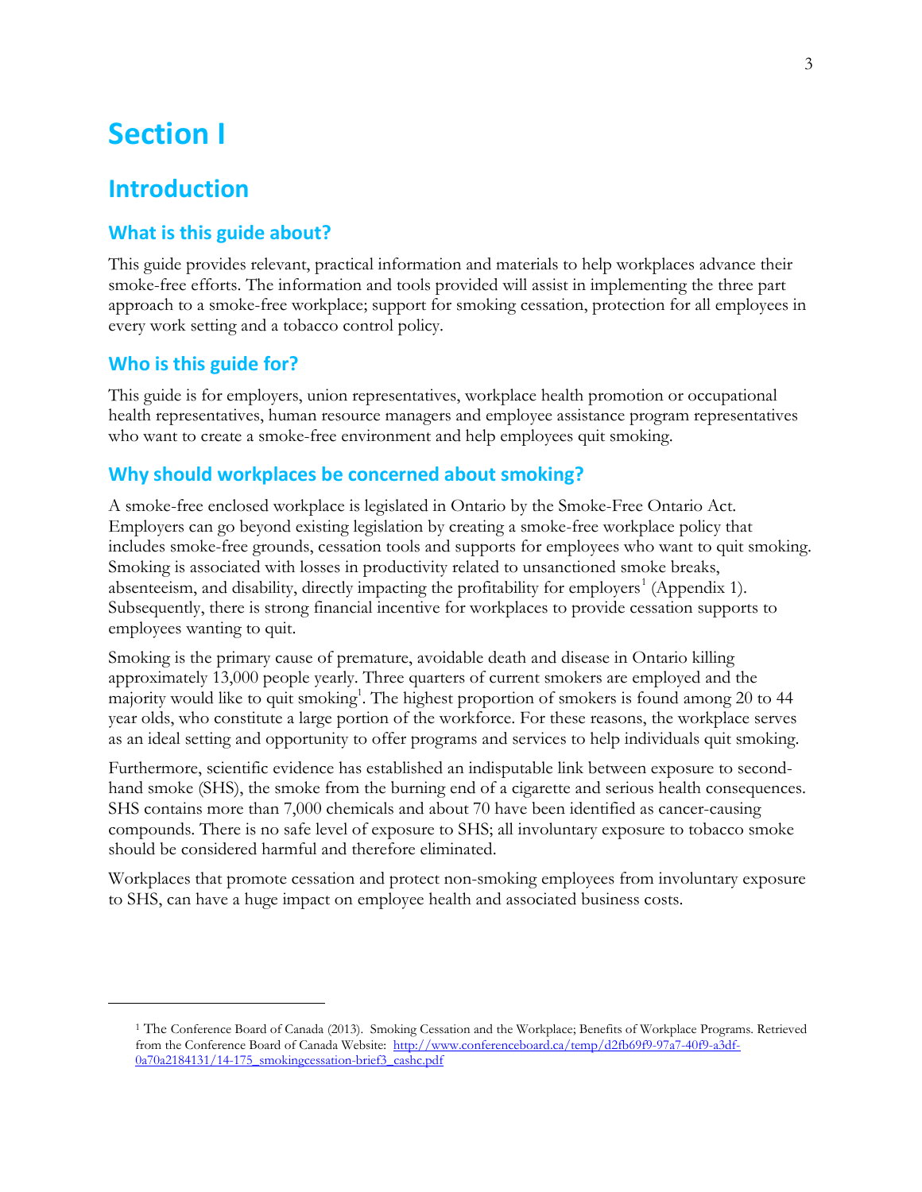# Section I

## Introduction

### What is this guide about?

This guide provides relevant, practical information and materials to help workplaces advance their smoke-free efforts. The information and tools provided will assist in implementing the three part approach to a smoke-free workplace; support for smoking cessation, protection for all employees in every work setting and a tobacco control policy.

### Who is this guide for?

This guide is for employers, union representatives, workplace health promotion or occupational health representatives, human resource managers and employee assistance program representatives who want to create a smoke-free environment and help employees quit smoking.

### Why should workplaces be concerned about smoking?

A smoke-free enclosed workplace is legislated in Ontario by the Smoke-Free Ontario Act. Employers can go beyond existing legislation by creating a smoke-free workplace policy that includes smoke-free grounds, cessation tools and supports for employees who want to quit smoking. Smoking is associated with losses in productivity related to unsanctioned smoke breaks, absenteeism, and disability, directly impacting the profitability for employers[1] (Appendix 1). Subsequently, there is strong financial incentive for workplaces to provide cessation supports to employees wanting to quit.

Smoking is the primary cause of premature, avoidable death and disease in Ontario killing approximately 13,000 people yearly. Three quarters of current smokers are employed and the majority would like to quit smoking[1]. The highest proportion of smokers is found among 20 to 44 year olds, who constitute a large portion of the workforce. For these reasons, the workplace serves as an ideal setting and opportunity to offer programs and services to help individuals quit smoking.

Furthermore, scientific evidence has established an indisputable link between exposure to second-hand smoke (SHS), the smoke from the burning end of a cigarette and serious health consequences. SHS contains more than 7,000 chemicals and about 70 have been identified as cancer-causing compounds. There is no safe level of exposure to SHS; all involuntary exposure to tobacco smoke should be considered harmful and therefore eliminated.

Workplaces that promote cessation and protect non-smoking employees from involuntary exposure to SHS, can have a huge impact on employee health and associated business costs.

---

[1] The Conference Board of Canada (2013). Smoking Cessation and the Workplace; Benefits of Workplace Programs. Retrieved from the Conference Board of Canada Website: http://www.conferenceboard.ca/temp/d2fb69f9-97a7-40f9-a3df-0a70a2184131/14-175_smokingcessation-brief3_cashc.pdf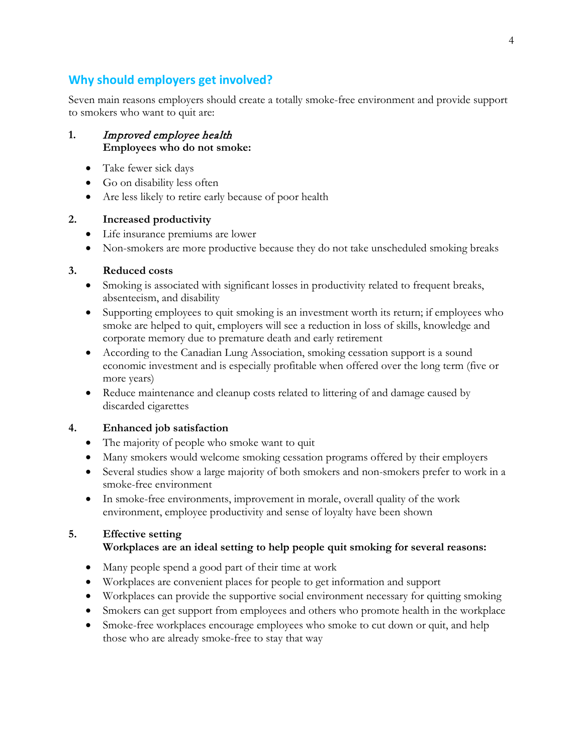## Why should employers get involved?

Seven main reasons employers should create a totally smoke-free environment and provide support to smokers who want to quit are:

1. *Improved employee health*
   **Employees who do not smoke:**

- Take fewer sick days
- Go on disability less often
- Are less likely to retire early because of poor health

2. **Increased productivity**

- Life insurance premiums are lower
- Non-smokers are more productive because they do not take unscheduled smoking breaks

3. **Reduced costs**

- Smoking is associated with significant losses in productivity related to frequent breaks, absenteeism, and disability
- Supporting employees to quit smoking is an investment worth its return; if employees who smoke are helped to quit, employers will see a reduction in loss of skills, knowledge and corporate memory due to premature death and early retirement
- According to the Canadian Lung Association, smoking cessation support is a sound economic investment and is especially profitable when offered over the long term (five or more years)
- Reduce maintenance and cleanup costs related to littering of and damage caused by discarded cigarettes

4. **Enhanced job satisfaction**

- The majority of people who smoke want to quit
- Many smokers would welcome smoking cessation programs offered by their employers
- Several studies show a large majority of both smokers and non-smokers prefer to work in a smoke-free environment
- In smoke-free environments, improvement in morale, overall quality of the work environment, employee productivity and sense of loyalty have been shown

5. **Effective setting**
   **Workplaces are an ideal setting to help people quit smoking for several reasons:**

- Many people spend a good part of their time at work
- Workplaces are convenient places for people to get information and support
- Workplaces can provide the supportive social environment necessary for quitting smoking
- Smokers can get support from employees and others who promote health in the workplace
- Smoke-free workplaces encourage employees who smoke to cut down or quit, and help those who are already smoke-free to stay that way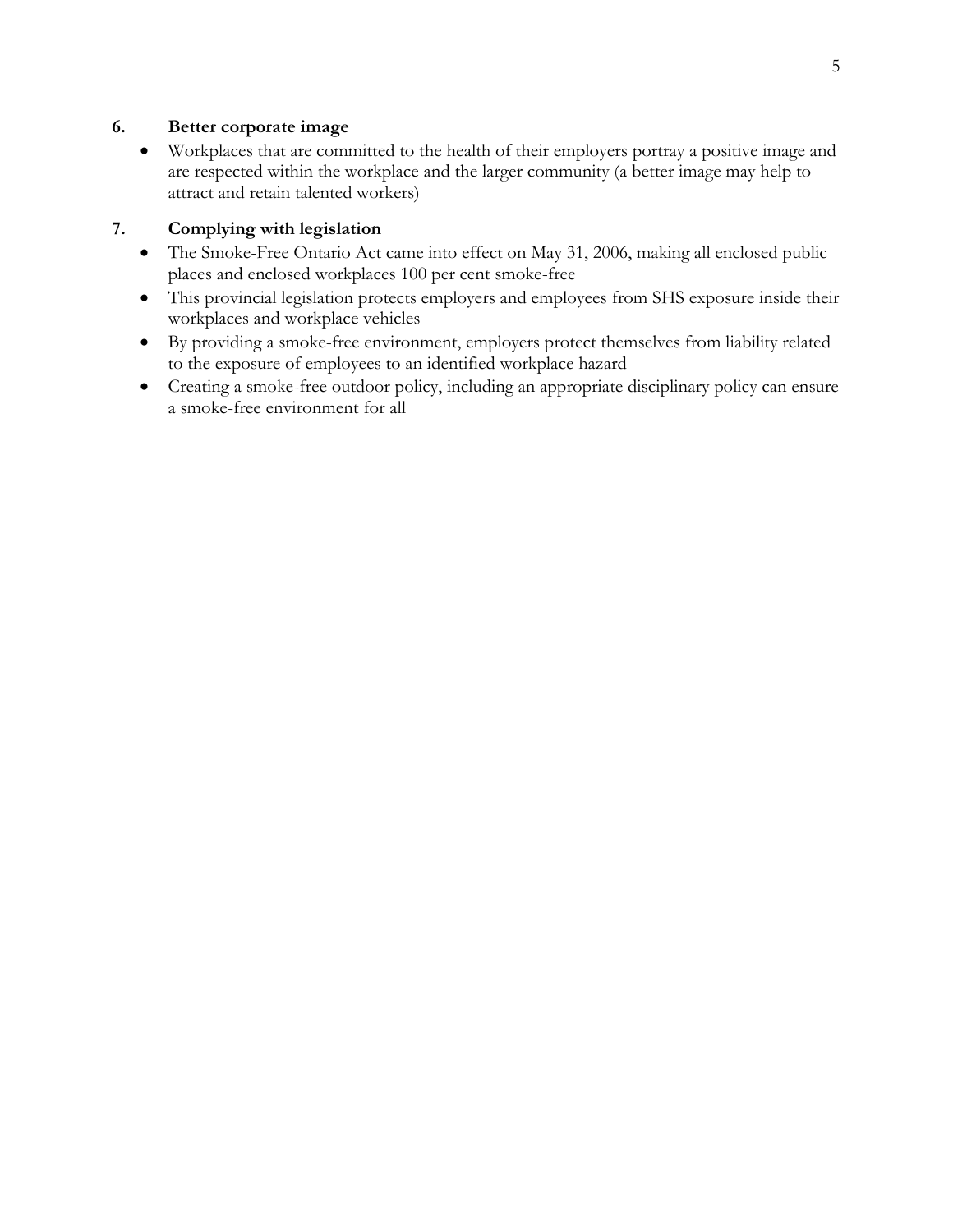### 6. Better corporate image

- Workplaces that are committed to the health of their employers portray a positive image and are respected within the workplace and the larger community (a better image may help to attract and retain talented workers)

### 7. Complying with legislation

- The Smoke-Free Ontario Act came into effect on May 31, 2006, making all enclosed public places and enclosed workplaces 100 per cent smoke-free
- This provincial legislation protects employers and employees from SHS exposure inside their workplaces and workplace vehicles
- By providing a smoke-free environment, employers protect themselves from liability related to the exposure of employees to an identified workplace hazard
- Creating a smoke-free outdoor policy, including an appropriate disciplinary policy can ensure a smoke-free environment for all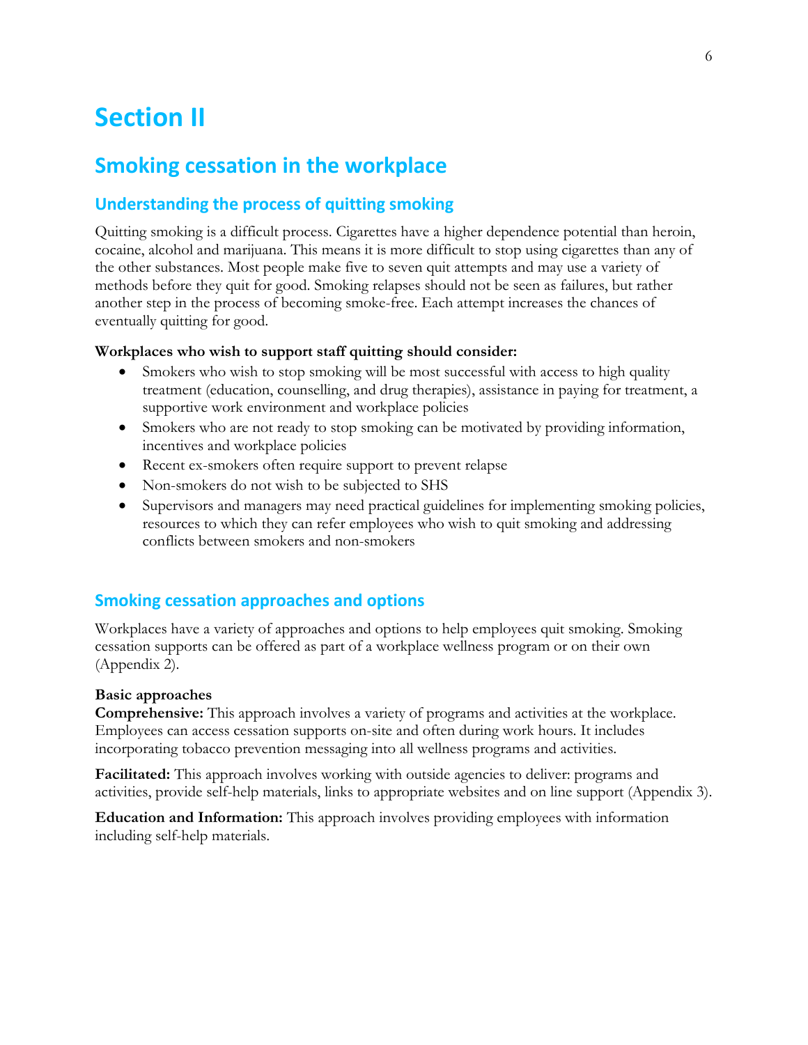# Section II

## Smoking cessation in the workplace

### Understanding the process of quitting smoking

Quitting smoking is a difficult process. Cigarettes have a higher dependence potential than heroin, cocaine, alcohol and marijuana. This means it is more difficult to stop using cigarettes than any of the other substances. Most people make five to seven quit attempts and may use a variety of methods before they quit for good. Smoking relapses should not be seen as failures, but rather another step in the process of becoming smoke-free. Each attempt increases the chances of eventually quitting for good.

**Workplaces who wish to support staff quitting should consider:**

- Smokers who wish to stop smoking will be most successful with access to high quality treatment (education, counselling, and drug therapies), assistance in paying for treatment, a supportive work environment and workplace policies
- Smokers who are not ready to stop smoking can be motivated by providing information, incentives and workplace policies
- Recent ex-smokers often require support to prevent relapse
- Non-smokers do not wish to be subjected to SHS
- Supervisors and managers may need practical guidelines for implementing smoking policies, resources to which they can refer employees who wish to quit smoking and addressing conflicts between smokers and non-smokers

### Smoking cessation approaches and options

Workplaces have a variety of approaches and options to help employees quit smoking. Smoking cessation supports can be offered as part of a workplace wellness program or on their own (Appendix 2).

**Basic approaches**

**Comprehensive:** This approach involves a variety of programs and activities at the workplace. Employees can access cessation supports on-site and often during work hours. It includes incorporating tobacco prevention messaging into all wellness programs and activities.

**Facilitated:** This approach involves working with outside agencies to deliver: programs and activities, provide self-help materials, links to appropriate websites and on line support (Appendix 3).

**Education and Information:** This approach involves providing employees with information including self-help materials.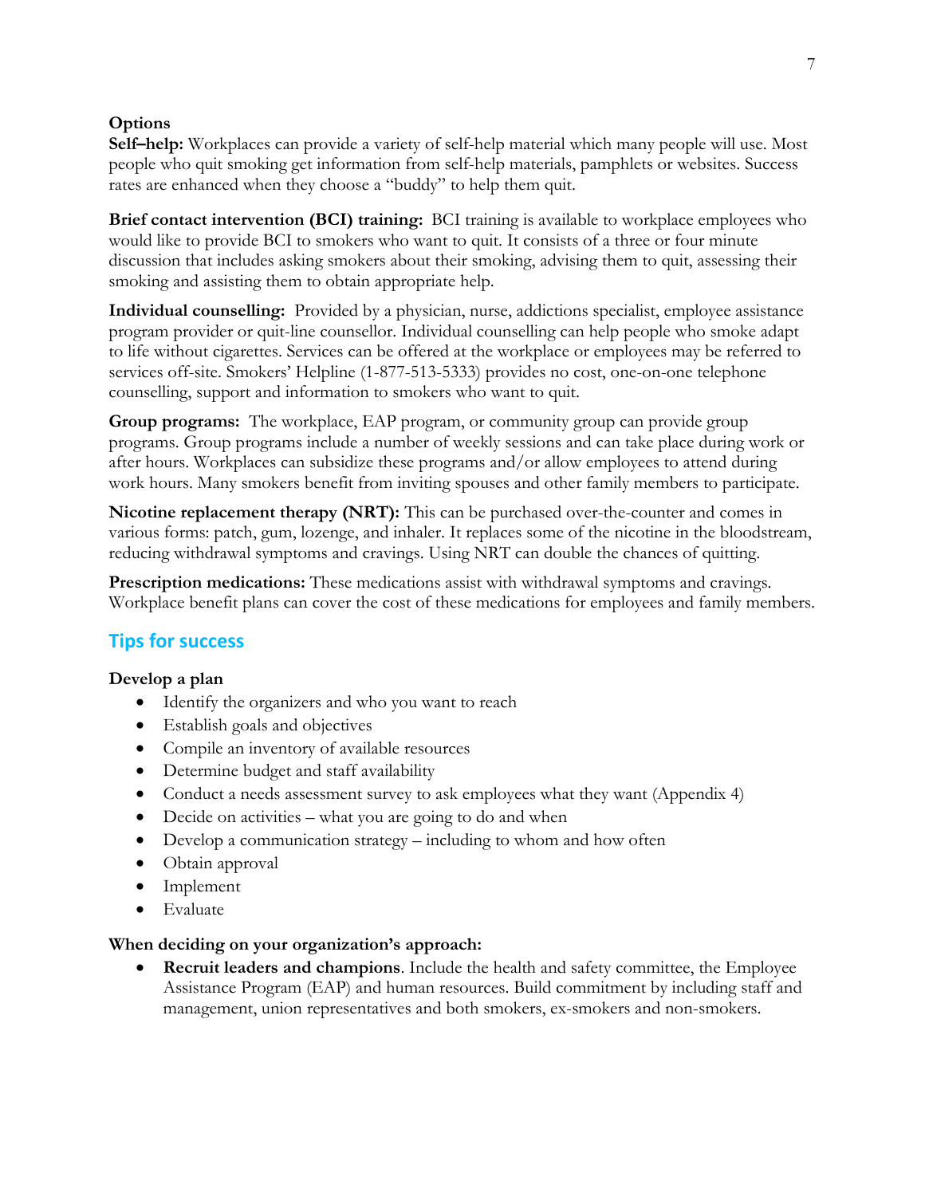**Options**

**Self–help:** Workplaces can provide a variety of self-help material which many people will use. Most people who quit smoking get information from self-help materials, pamphlets or websites. Success rates are enhanced when they choose a "buddy" to help them quit.

**Brief contact intervention (BCI) training:** BCI training is available to workplace employees who would like to provide BCI to smokers who want to quit. It consists of a three or four minute discussion that includes asking smokers about their smoking, advising them to quit, assessing their smoking and assisting them to obtain appropriate help.

**Individual counselling:** Provided by a physician, nurse, addictions specialist, employee assistance program provider or quit-line counsellor. Individual counselling can help people who smoke adapt to life without cigarettes. Services can be offered at the workplace or employees may be referred to services off-site. Smokers' Helpline (1-877-513-5333) provides no cost, one-on-one telephone counselling, support and information to smokers who want to quit.

**Group programs:** The workplace, EAP program, or community group can provide group programs. Group programs include a number of weekly sessions and can take place during work or after hours. Workplaces can subsidize these programs and/or allow employees to attend during work hours. Many smokers benefit from inviting spouses and other family members to participate.

**Nicotine replacement therapy (NRT):** This can be purchased over-the-counter and comes in various forms: patch, gum, lozenge, and inhaler. It replaces some of the nicotine in the bloodstream, reducing withdrawal symptoms and cravings. Using NRT can double the chances of quitting.

**Prescription medications:** These medications assist with withdrawal symptoms and cravings. Workplace benefit plans can cover the cost of these medications for employees and family members.

## Tips for success

**Develop a plan**

- Identify the organizers and who you want to reach
- Establish goals and objectives
- Compile an inventory of available resources
- Determine budget and staff availability
- Conduct a needs assessment survey to ask employees what they want (Appendix 4)
- Decide on activities – what you are going to do and when
- Develop a communication strategy – including to whom and how often
- Obtain approval
- Implement
- Evaluate

**When deciding on your organization's approach:**

- **Recruit leaders and champions**. Include the health and safety committee, the Employee Assistance Program (EAP) and human resources. Build commitment by including staff and management, union representatives and both smokers, ex-smokers and non-smokers.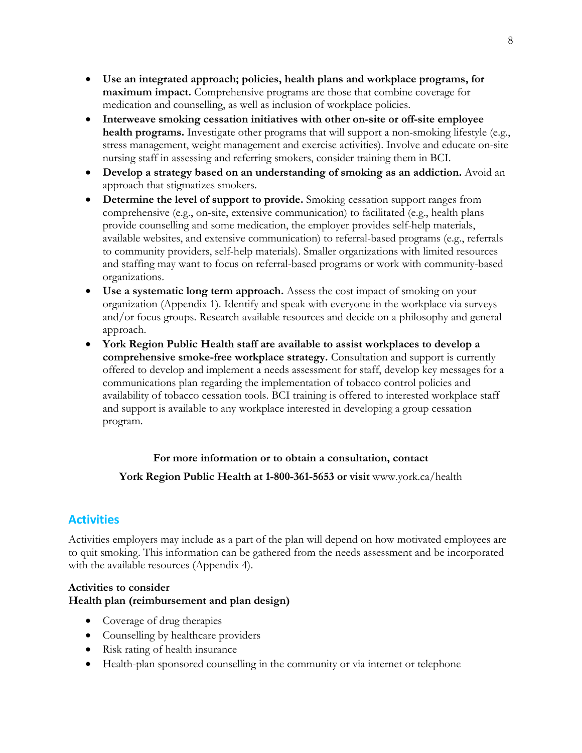- **Use an integrated approach; policies, health plans and workplace programs, for maximum impact.** Comprehensive programs are those that combine coverage for medication and counselling, as well as inclusion of workplace policies.
- **Interweave smoking cessation initiatives with other on-site or off-site employee health programs.** Investigate other programs that will support a non-smoking lifestyle (e.g., stress management, weight management and exercise activities). Involve and educate on-site nursing staff in assessing and referring smokers, consider training them in BCI.
- **Develop a strategy based on an understanding of smoking as an addiction.** Avoid an approach that stigmatizes smokers.
- **Determine the level of support to provide.** Smoking cessation support ranges from comprehensive (e.g., on-site, extensive communication) to facilitated (e.g., health plans provide counselling and some medication, the employer provides self-help materials, available websites, and extensive communication) to referral-based programs (e.g., referrals to community providers, self-help materials). Smaller organizations with limited resources and staffing may want to focus on referral-based programs or work with community-based organizations.
- **Use a systematic long term approach.** Assess the cost impact of smoking on your organization (Appendix 1). Identify and speak with everyone in the workplace via surveys and/or focus groups. Research available resources and decide on a philosophy and general approach.
- **York Region Public Health staff are available to assist workplaces to develop a comprehensive smoke-free workplace strategy.** Consultation and support is currently offered to develop and implement a needs assessment for staff, develop key messages for a communications plan regarding the implementation of tobacco control policies and availability of tobacco cessation tools. BCI training is offered to interested workplace staff and support is available to any workplace interested in developing a group cessation program.

**For more information or to obtain a consultation, contact**

**York Region Public Health at 1-800-361-5653 or visit** www.york.ca/health

## Activities

Activities employers may include as a part of the plan will depend on how motivated employees are to quit smoking. This information can be gathered from the needs assessment and be incorporated with the available resources (Appendix 4).

**Activities to consider**
**Health plan (reimbursement and plan design)**

- Coverage of drug therapies
- Counselling by healthcare providers
- Risk rating of health insurance
- Health-plan sponsored counselling in the community or via internet or telephone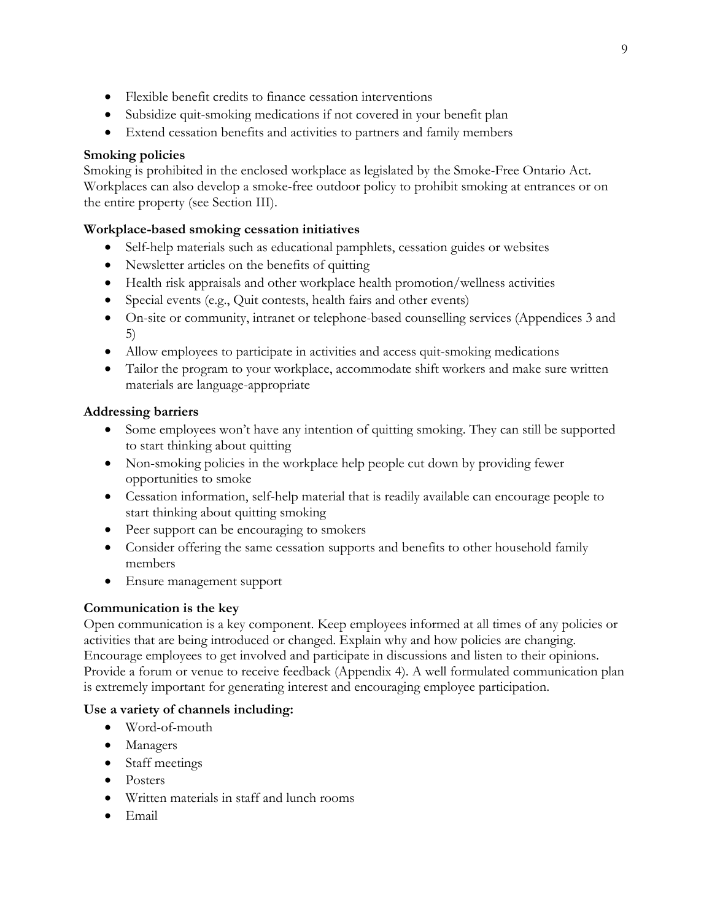- Flexible benefit credits to finance cessation interventions
- Subsidize quit-smoking medications if not covered in your benefit plan
- Extend cessation benefits and activities to partners and family members

**Smoking policies**

Smoking is prohibited in the enclosed workplace as legislated by the Smoke-Free Ontario Act. Workplaces can also develop a smoke-free outdoor policy to prohibit smoking at entrances or on the entire property (see Section III).

**Workplace-based smoking cessation initiatives**

- Self-help materials such as educational pamphlets, cessation guides or websites
- Newsletter articles on the benefits of quitting
- Health risk appraisals and other workplace health promotion/wellness activities
- Special events (e.g., Quit contests, health fairs and other events)
- On-site or community, intranet or telephone-based counselling services (Appendices 3 and 5)
- Allow employees to participate in activities and access quit-smoking medications
- Tailor the program to your workplace, accommodate shift workers and make sure written materials are language-appropriate

**Addressing barriers**

- Some employees won't have any intention of quitting smoking. They can still be supported to start thinking about quitting
- Non-smoking policies in the workplace help people cut down by providing fewer opportunities to smoke
- Cessation information, self-help material that is readily available can encourage people to start thinking about quitting smoking
- Peer support can be encouraging to smokers
- Consider offering the same cessation supports and benefits to other household family members
- Ensure management support

**Communication is the key**

Open communication is a key component. Keep employees informed at all times of any policies or activities that are being introduced or changed. Explain why and how policies are changing. Encourage employees to get involved and participate in discussions and listen to their opinions. Provide a forum or venue to receive feedback (Appendix 4). A well formulated communication plan is extremely important for generating interest and encouraging employee participation.

**Use a variety of channels including:**

- Word-of-mouth
- Managers
- Staff meetings
- Posters
- Written materials in staff and lunch rooms
- Email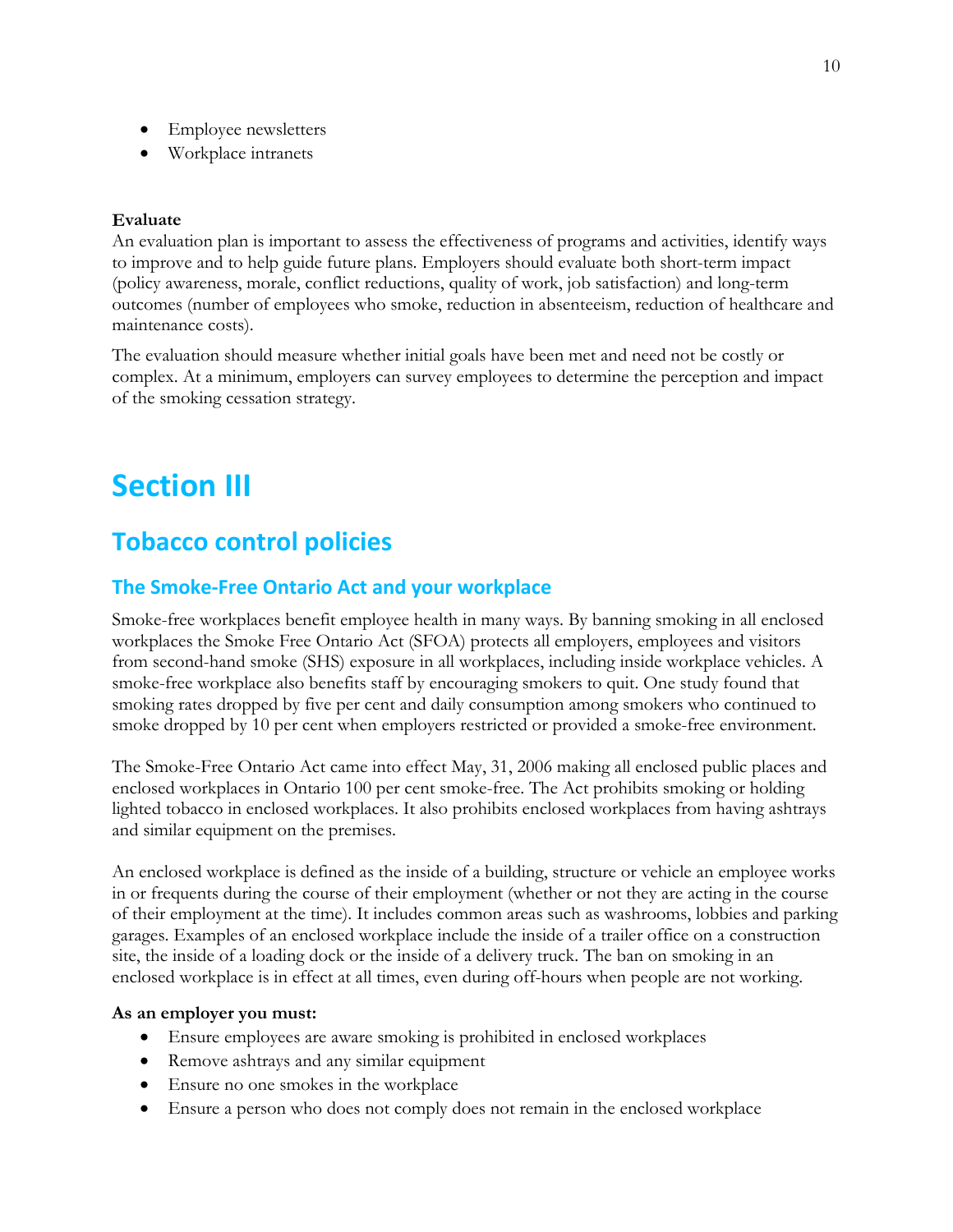- Employee newsletters
- Workplace intranets

**Evaluate**

An evaluation plan is important to assess the effectiveness of programs and activities, identify ways to improve and to help guide future plans. Employers should evaluate both short-term impact (policy awareness, morale, conflict reductions, quality of work, job satisfaction) and long-term outcomes (number of employees who smoke, reduction in absenteeism, reduction of healthcare and maintenance costs).

The evaluation should measure whether initial goals have been met and need not be costly or complex. At a minimum, employers can survey employees to determine the perception and impact of the smoking cessation strategy.

# Section III

## Tobacco control policies

### The Smoke-Free Ontario Act and your workplace

Smoke-free workplaces benefit employee health in many ways. By banning smoking in all enclosed workplaces the Smoke Free Ontario Act (SFOA) protects all employers, employees and visitors from second-hand smoke (SHS) exposure in all workplaces, including inside workplace vehicles. A smoke-free workplace also benefits staff by encouraging smokers to quit. One study found that smoking rates dropped by five per cent and daily consumption among smokers who continued to smoke dropped by 10 per cent when employers restricted or provided a smoke-free environment.

The Smoke-Free Ontario Act came into effect May, 31, 2006 making all enclosed public places and enclosed workplaces in Ontario 100 per cent smoke-free. The Act prohibits smoking or holding lighted tobacco in enclosed workplaces. It also prohibits enclosed workplaces from having ashtrays and similar equipment on the premises.

An enclosed workplace is defined as the inside of a building, structure or vehicle an employee works in or frequents during the course of their employment (whether or not they are acting in the course of their employment at the time). It includes common areas such as washrooms, lobbies and parking garages. Examples of an enclosed workplace include the inside of a trailer office on a construction site, the inside of a loading dock or the inside of a delivery truck. The ban on smoking in an enclosed workplace is in effect at all times, even during off-hours when people are not working.

**As an employer you must:**

- Ensure employees are aware smoking is prohibited in enclosed workplaces
- Remove ashtrays and any similar equipment
- Ensure no one smokes in the workplace
- Ensure a person who does not comply does not remain in the enclosed workplace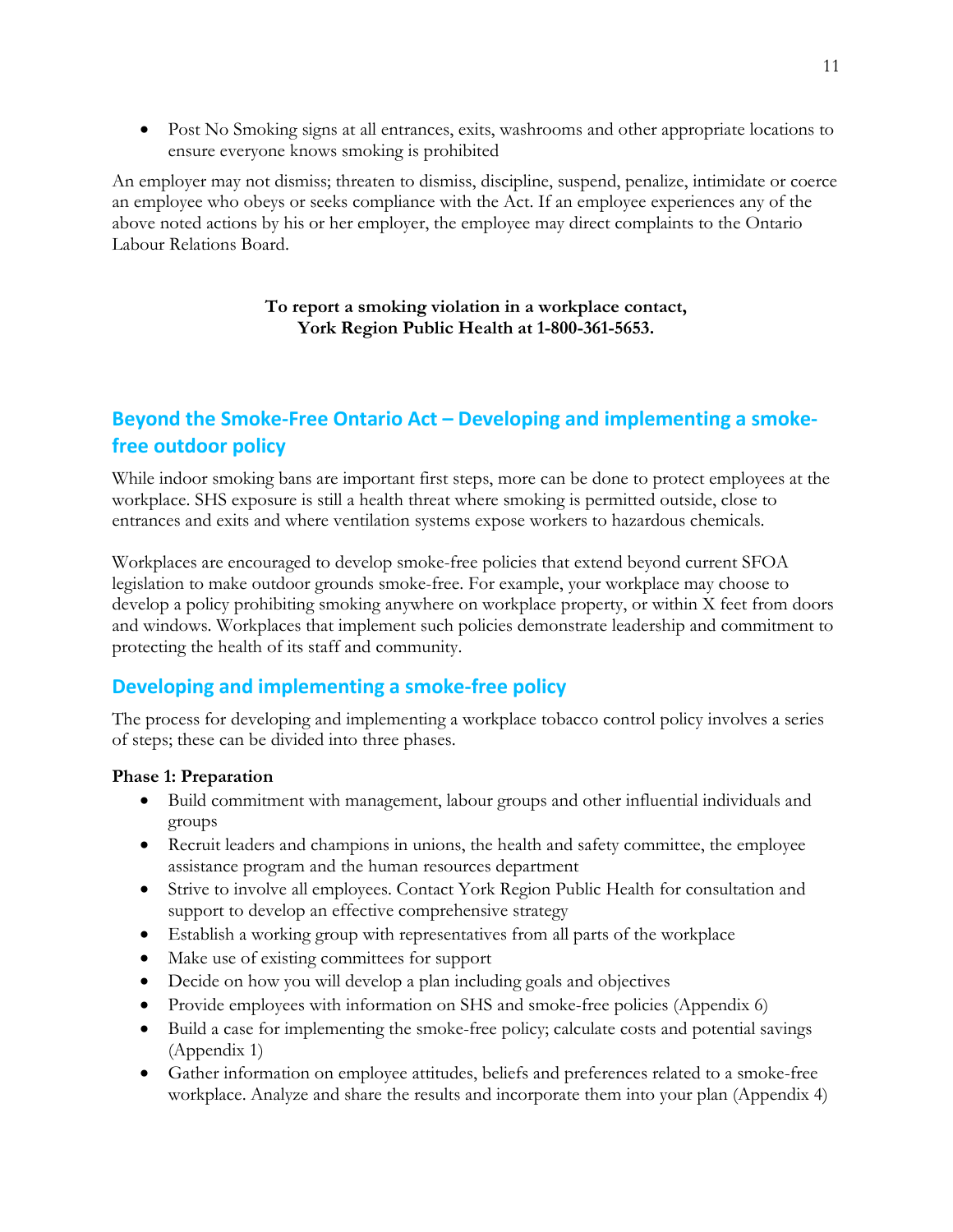- Post No Smoking signs at all entrances, exits, washrooms and other appropriate locations to ensure everyone knows smoking is prohibited

An employer may not dismiss; threaten to dismiss, discipline, suspend, penalize, intimidate or coerce an employee who obeys or seeks compliance with the Act. If an employee experiences any of the above noted actions by his or her employer, the employee may direct complaints to the Ontario Labour Relations Board.

**To report a smoking violation in a workplace contact, York Region Public Health at 1-800-361-5653.**

## Beyond the Smoke-Free Ontario Act – Developing and implementing a smoke-free outdoor policy

While indoor smoking bans are important first steps, more can be done to protect employees at the workplace. SHS exposure is still a health threat where smoking is permitted outside, close to entrances and exits and where ventilation systems expose workers to hazardous chemicals.

Workplaces are encouraged to develop smoke-free policies that extend beyond current SFOA legislation to make outdoor grounds smoke-free. For example, your workplace may choose to develop a policy prohibiting smoking anywhere on workplace property, or within X feet from doors and windows. Workplaces that implement such policies demonstrate leadership and commitment to protecting the health of its staff and community.

## Developing and implementing a smoke-free policy

The process for developing and implementing a workplace tobacco control policy involves a series of steps; these can be divided into three phases.

**Phase 1: Preparation**

- Build commitment with management, labour groups and other influential individuals and groups
- Recruit leaders and champions in unions, the health and safety committee, the employee assistance program and the human resources department
- Strive to involve all employees. Contact York Region Public Health for consultation and support to develop an effective comprehensive strategy
- Establish a working group with representatives from all parts of the workplace
- Make use of existing committees for support
- Decide on how you will develop a plan including goals and objectives
- Provide employees with information on SHS and smoke-free policies (Appendix 6)
- Build a case for implementing the smoke-free policy; calculate costs and potential savings (Appendix 1)
- Gather information on employee attitudes, beliefs and preferences related to a smoke-free workplace. Analyze and share the results and incorporate them into your plan (Appendix 4)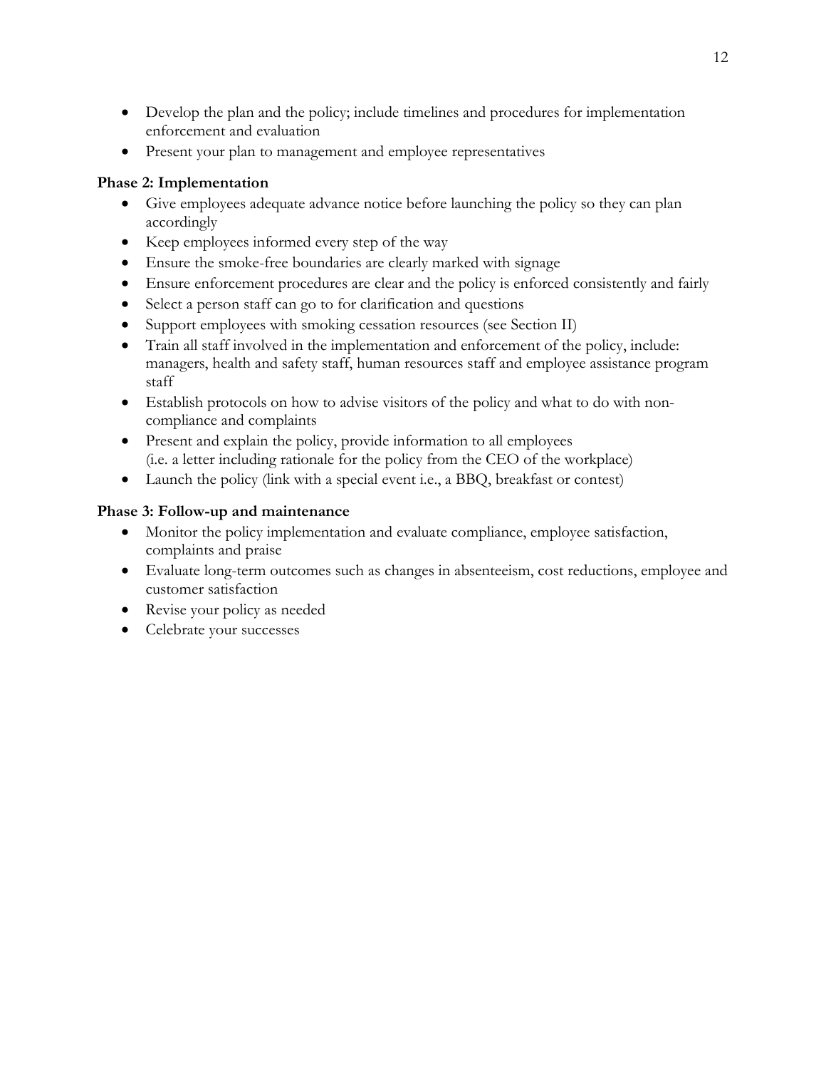- Develop the plan and the policy; include timelines and procedures for implementation enforcement and evaluation
- Present your plan to management and employee representatives

**Phase 2: Implementation**

- Give employees adequate advance notice before launching the policy so they can plan accordingly
- Keep employees informed every step of the way
- Ensure the smoke-free boundaries are clearly marked with signage
- Ensure enforcement procedures are clear and the policy is enforced consistently and fairly
- Select a person staff can go to for clarification and questions
- Support employees with smoking cessation resources (see Section II)
- Train all staff involved in the implementation and enforcement of the policy, include: managers, health and safety staff, human resources staff and employee assistance program staff
- Establish protocols on how to advise visitors of the policy and what to do with non-compliance and complaints
- Present and explain the policy, provide information to all employees (i.e. a letter including rationale for the policy from the CEO of the workplace)
- Launch the policy (link with a special event i.e., a BBQ, breakfast or contest)

**Phase 3: Follow-up and maintenance**

- Monitor the policy implementation and evaluate compliance, employee satisfaction, complaints and praise
- Evaluate long-term outcomes such as changes in absenteeism, cost reductions, employee and customer satisfaction
- Revise your policy as needed
- Celebrate your successes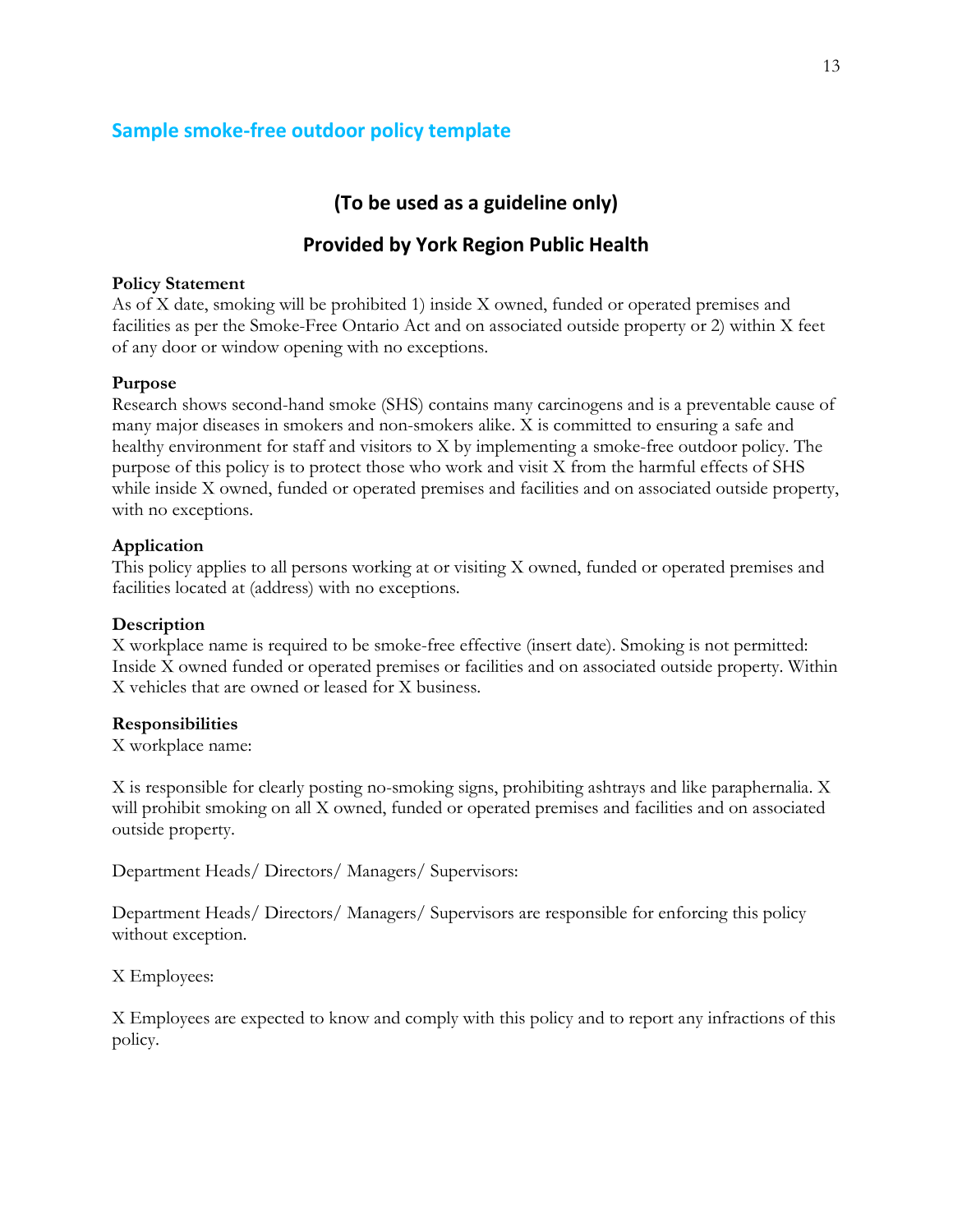## Sample smoke-free outdoor policy template

### (To be used as a guideline only)

### Provided by York Region Public Health

**Policy Statement**
As of X date, smoking will be prohibited 1) inside X owned, funded or operated premises and facilities as per the Smoke-Free Ontario Act and on associated outside property or 2) within X feet of any door or window opening with no exceptions.

**Purpose**
Research shows second-hand smoke (SHS) contains many carcinogens and is a preventable cause of many major diseases in smokers and non-smokers alike. X is committed to ensuring a safe and healthy environment for staff and visitors to X by implementing a smoke-free outdoor policy. The purpose of this policy is to protect those who work and visit X from the harmful effects of SHS while inside X owned, funded or operated premises and facilities and on associated outside property, with no exceptions.

**Application**
This policy applies to all persons working at or visiting X owned, funded or operated premises and facilities located at (address) with no exceptions.

**Description**
X workplace name is required to be smoke-free effective (insert date). Smoking is not permitted: Inside X owned funded or operated premises or facilities and on associated outside property. Within X vehicles that are owned or leased for X business.

**Responsibilities**
X workplace name:

X is responsible for clearly posting no-smoking signs, prohibiting ashtrays and like paraphernalia. X will prohibit smoking on all X owned, funded or operated premises and facilities and on associated outside property.

Department Heads/ Directors/ Managers/ Supervisors:

Department Heads/ Directors/ Managers/ Supervisors are responsible for enforcing this policy without exception.

X Employees:

X Employees are expected to know and comply with this policy and to report any infractions of this policy.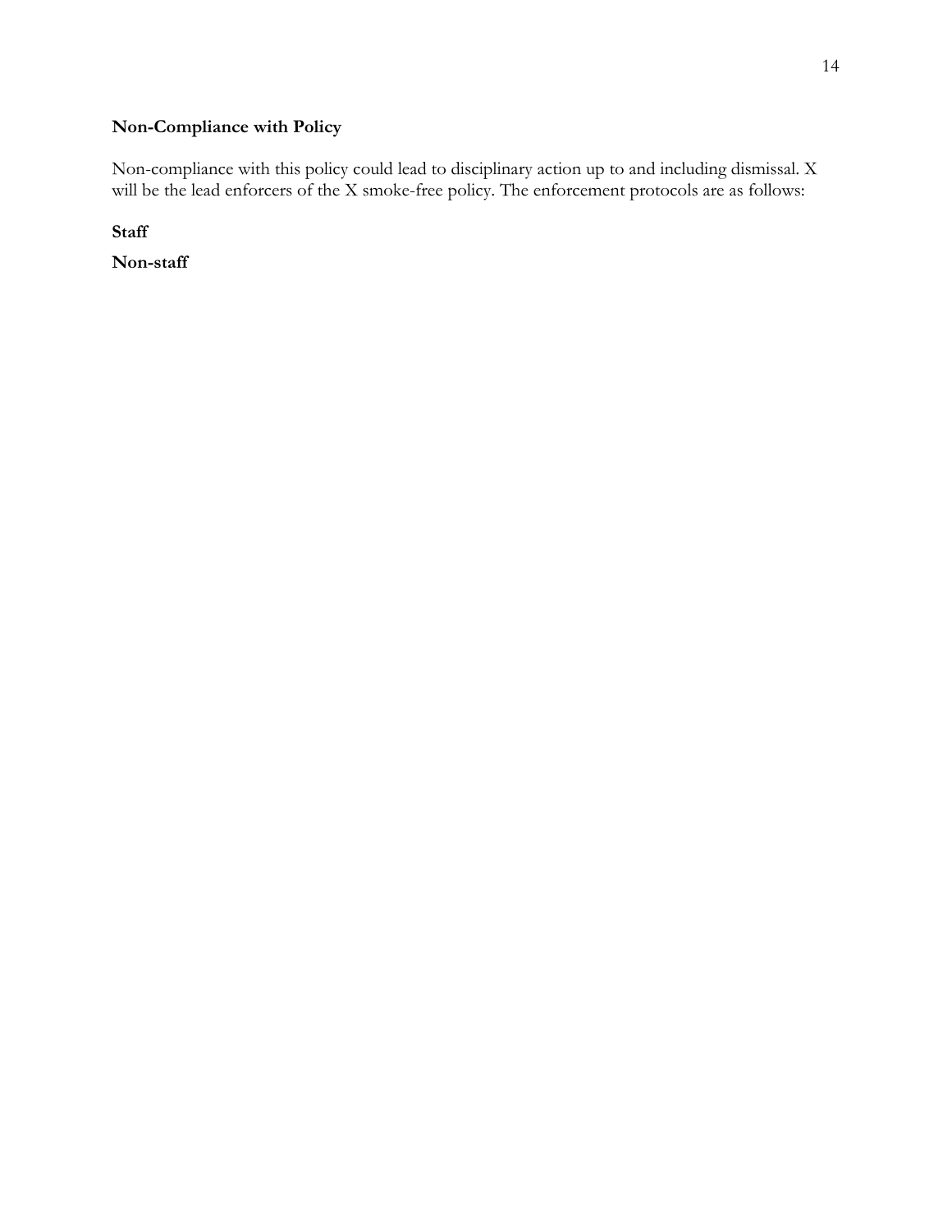## Non-Compliance with Policy

Non-compliance with this policy could lead to disciplinary action up to and including dismissal. X will be the lead enforcers of the X smoke-free policy. The enforcement protocols are as follows:

**Staff**

**Non-staff**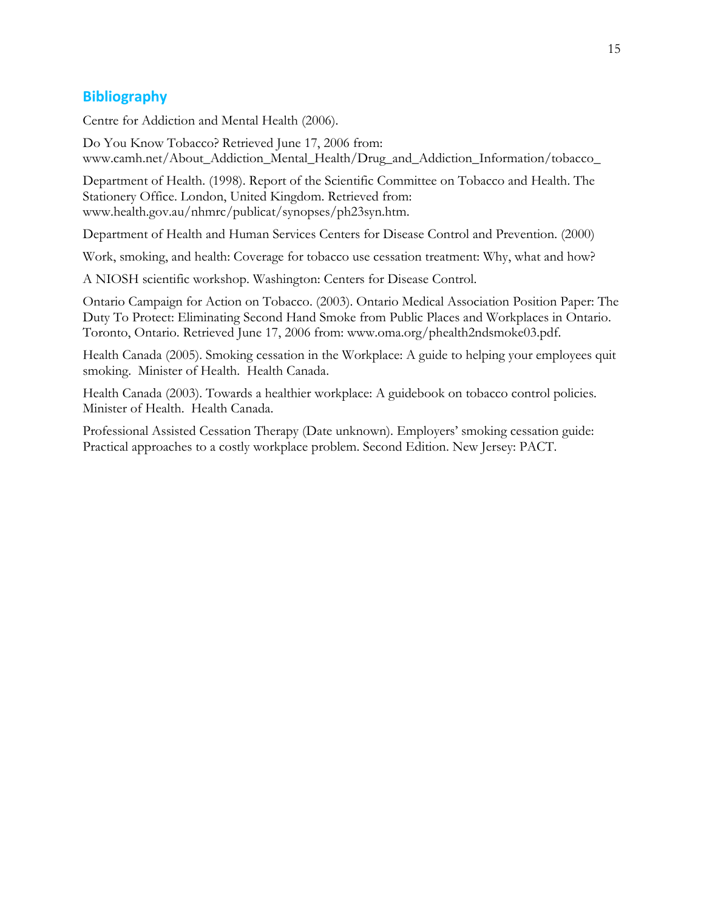## Bibliography

Centre for Addiction and Mental Health (2006).

Do You Know Tobacco? Retrieved June 17, 2006 from: www.camh.net/About_Addiction_Mental_Health/Drug_and_Addiction_Information/tobacco_

Department of Health. (1998). Report of the Scientific Committee on Tobacco and Health. The Stationery Office. London, United Kingdom. Retrieved from: www.health.gov.au/nhmrc/publicat/synopses/ph23syn.htm.

Department of Health and Human Services Centers for Disease Control and Prevention. (2000)

Work, smoking, and health: Coverage for tobacco use cessation treatment: Why, what and how?

A NIOSH scientific workshop. Washington: Centers for Disease Control.

Ontario Campaign for Action on Tobacco. (2003). Ontario Medical Association Position Paper: The Duty To Protect: Eliminating Second Hand Smoke from Public Places and Workplaces in Ontario. Toronto, Ontario. Retrieved June 17, 2006 from: www.oma.org/phealth2ndsmoke03.pdf.

Health Canada (2005). Smoking cessation in the Workplace: A guide to helping your employees quit smoking. Minister of Health. Health Canada.

Health Canada (2003). Towards a healthier workplace: A guidebook on tobacco control policies. Minister of Health. Health Canada.

Professional Assisted Cessation Therapy (Date unknown). Employers' smoking cessation guide: Practical approaches to a costly workplace problem. Second Edition. New Jersey: PACT.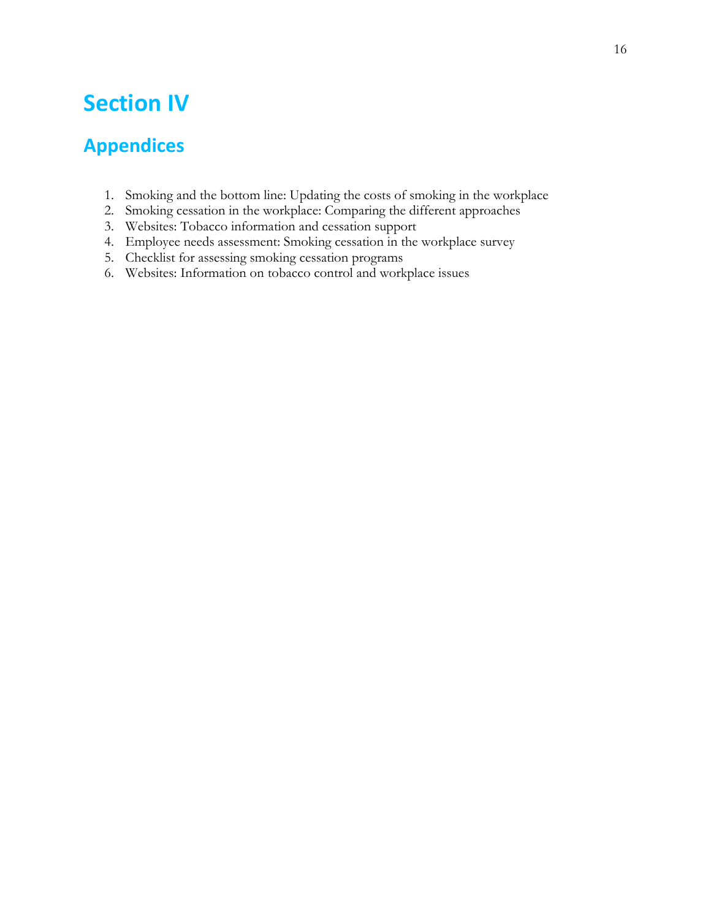# Section IV

## Appendices

1. Smoking and the bottom line: Updating the costs of smoking in the workplace
2. Smoking cessation in the workplace: Comparing the different approaches
3. Websites: Tobacco information and cessation support
4. Employee needs assessment: Smoking cessation in the workplace survey
5. Checklist for assessing smoking cessation programs
6. Websites: Information on tobacco control and workplace issues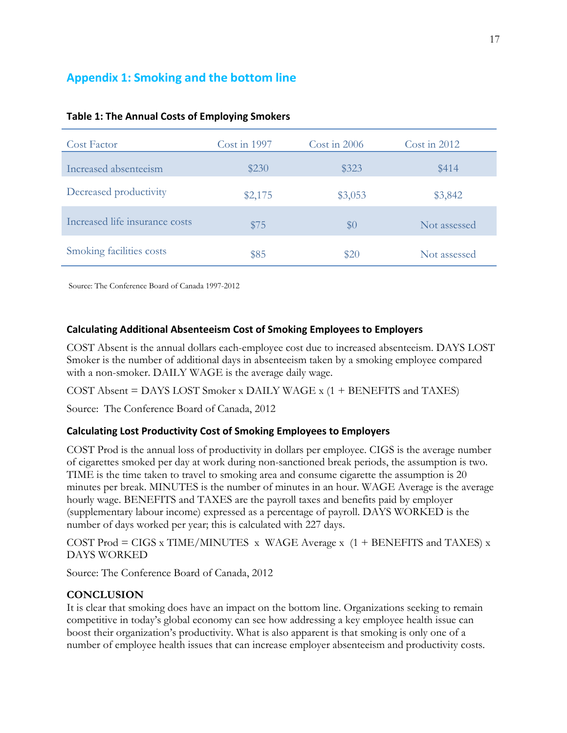## Appendix 1: Smoking and the bottom line

**Table 1: The Annual Costs of Employing Smokers**

| Cost Factor | Cost in 1997 | Cost in 2006 | Cost in 2012 |
|---|---|---|---|
| Increased absenteeism | $230 | $323 | $414 |
| Decreased productivity | $2,175 | $3,053 | $3,842 |
| Increased life insurance costs | $75 | $0 | Not assessed |
| Smoking facilities costs | $85 | $20 | Not assessed |

Source: The Conference Board of Canada 1997-2012

### Calculating Additional Absenteeism Cost of Smoking Employees to Employers

COST Absent is the annual dollars each-employee cost due to increased absenteeism. DAYS LOST Smoker is the number of additional days in absenteeism taken by a smoking employee compared with a non-smoker. DAILY WAGE is the average daily wage.

COST Absent = DAYS LOST Smoker x DAILY WAGE x (1 + BENEFITS and TAXES)

Source: The Conference Board of Canada, 2012

### Calculating Lost Productivity Cost of Smoking Employees to Employers

COST Prod is the annual loss of productivity in dollars per employee. CIGS is the average number of cigarettes smoked per day at work during non-sanctioned break periods, the assumption is two. TIME is the time taken to travel to smoking area and consume cigarette the assumption is 20 minutes per break. MINUTES is the number of minutes in an hour. WAGE Average is the average hourly wage. BENEFITS and TAXES are the payroll taxes and benefits paid by employer (supplementary labour income) expressed as a percentage of payroll. DAYS WORKED is the number of days worked per year; this is calculated with 227 days.

COST Prod = CIGS x TIME/MINUTES x WAGE Average x (1 + BENEFITS and TAXES) x DAYS WORKED

Source: The Conference Board of Canada, 2012

**CONCLUSION**

It is clear that smoking does have an impact on the bottom line. Organizations seeking to remain competitive in today's global economy can see how addressing a key employee health issue can boost their organization's productivity. What is also apparent is that smoking is only one of a number of employee health issues that can increase employer absenteeism and productivity costs.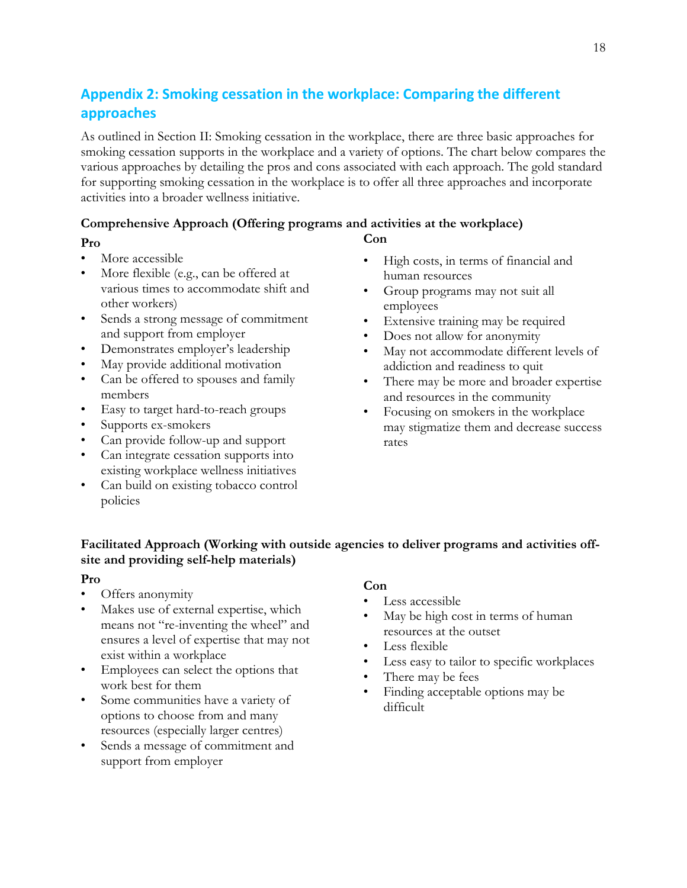## Appendix 2: Smoking cessation in the workplace: Comparing the different approaches

As outlined in Section II: Smoking cessation in the workplace, there are three basic approaches for smoking cessation supports in the workplace and a variety of options. The chart below compares the various approaches by detailing the pros and cons associated with each approach. The gold standard for supporting smoking cessation in the workplace is to offer all three approaches and incorporate activities into a broader wellness initiative.

**Comprehensive Approach (Offering programs and activities at the workplace)**

**Pro**

- More accessible
- More flexible (e.g., can be offered at various times to accommodate shift and other workers)
- Sends a strong message of commitment and support from employer
- Demonstrates employer's leadership
- May provide additional motivation
- Can be offered to spouses and family members
- Easy to target hard-to-reach groups
- Supports ex-smokers
- Can provide follow-up and support
- Can integrate cessation supports into existing workplace wellness initiatives
- Can build on existing tobacco control policies

**Con**

- High costs, in terms of financial and human resources
- Group programs may not suit all employees
- Extensive training may be required
- Does not allow for anonymity
- May not accommodate different levels of addiction and readiness to quit
- There may be more and broader expertise and resources in the community
- Focusing on smokers in the workplace may stigmatize them and decrease success rates

**Facilitated Approach (Working with outside agencies to deliver programs and activities off-site and providing self-help materials)**

**Pro**

- Offers anonymity
- Makes use of external expertise, which means not "re-inventing the wheel" and ensures a level of expertise that may not exist within a workplace
- Employees can select the options that work best for them
- Some communities have a variety of options to choose from and many resources (especially larger centres)
- Sends a message of commitment and support from employer

**Con**

- Less accessible
- May be high cost in terms of human resources at the outset
- Less flexible
- Less easy to tailor to specific workplaces
- There may be fees
- Finding acceptable options may be difficult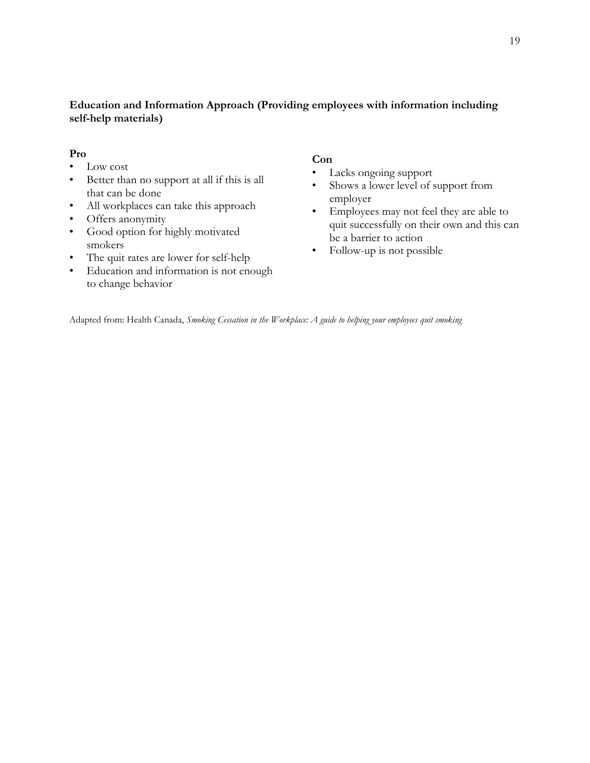**Education and Information Approach (Providing employees with information including self-help materials)**

**Pro**

- Low cost
- Better than no support at all if this is all that can be done
- All workplaces can take this approach
- Offers anonymity
- Good option for highly motivated smokers
- The quit rates are lower for self-help
- Education and information is not enough to change behavior

**Con**

- Lacks ongoing support
- Shows a lower level of support from employer
- Employees may not feel they are able to quit successfully on their own and this can be a barrier to action
- Follow-up is not possible

Adapted from: Health Canada, *Smoking Cessation in the Workplace: A guide to helping your employees quit smoking*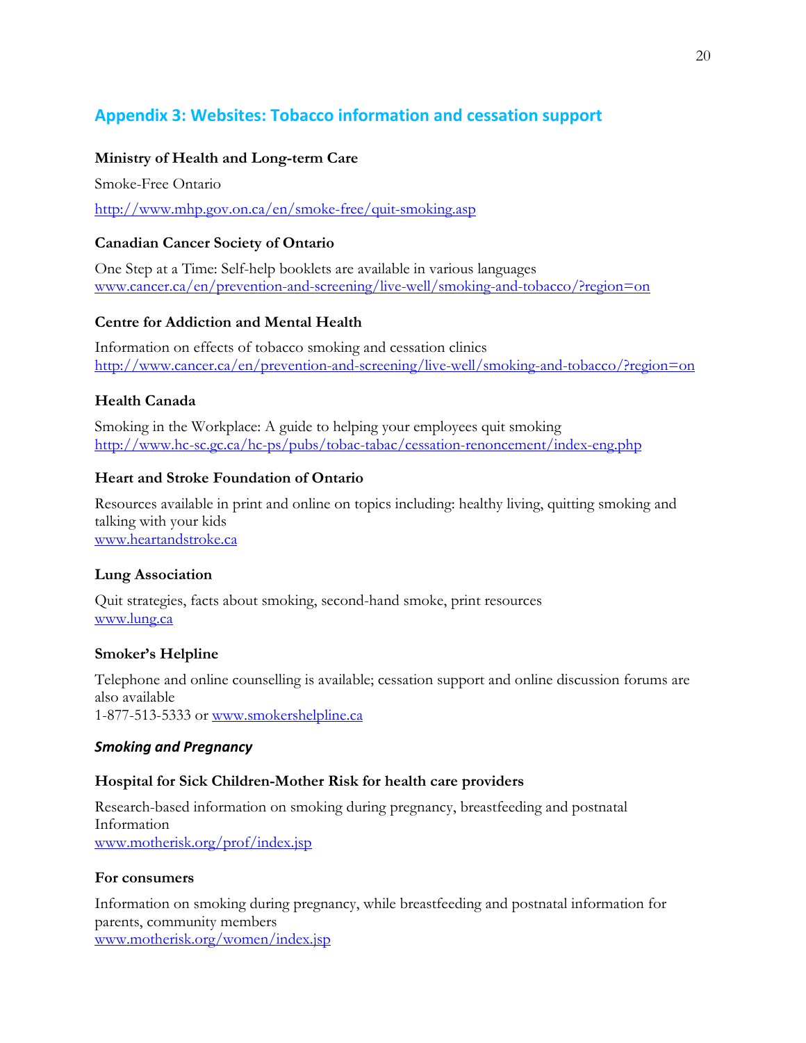## Appendix 3: Websites: Tobacco information and cessation support

**Ministry of Health and Long-term Care**

Smoke-Free Ontario

http://www.mhp.gov.on.ca/en/smoke-free/quit-smoking.asp

**Canadian Cancer Society of Ontario**

One Step at a Time: Self-help booklets are available in various languages
www.cancer.ca/en/prevention-and-screening/live-well/smoking-and-tobacco/?region=on

**Centre for Addiction and Mental Health**

Information on effects of tobacco smoking and cessation clinics
http://www.cancer.ca/en/prevention-and-screening/live-well/smoking-and-tobacco/?region=on

**Health Canada**

Smoking in the Workplace: A guide to helping your employees quit smoking
http://www.hc-sc.gc.ca/hc-ps/pubs/tobac-tabac/cessation-renoncement/index-eng.php

**Heart and Stroke Foundation of Ontario**

Resources available in print and online on topics including: healthy living, quitting smoking and talking with your kids
www.heartandstroke.ca

**Lung Association**

Quit strategies, facts about smoking, second-hand smoke, print resources
www.lung.ca

**Smoker's Helpline**

Telephone and online counselling is available; cessation support and online discussion forums are also available
1-877-513-5333 or www.smokershelpline.ca

### *Smoking and Pregnancy*

**Hospital for Sick Children-Mother Risk for health care providers**

Research-based information on smoking during pregnancy, breastfeeding and postnatal Information
www.motherisk.org/prof/index.jsp

**For consumers**

Information on smoking during pregnancy, while breastfeeding and postnatal information for parents, community members
www.motherisk.org/women/index.jsp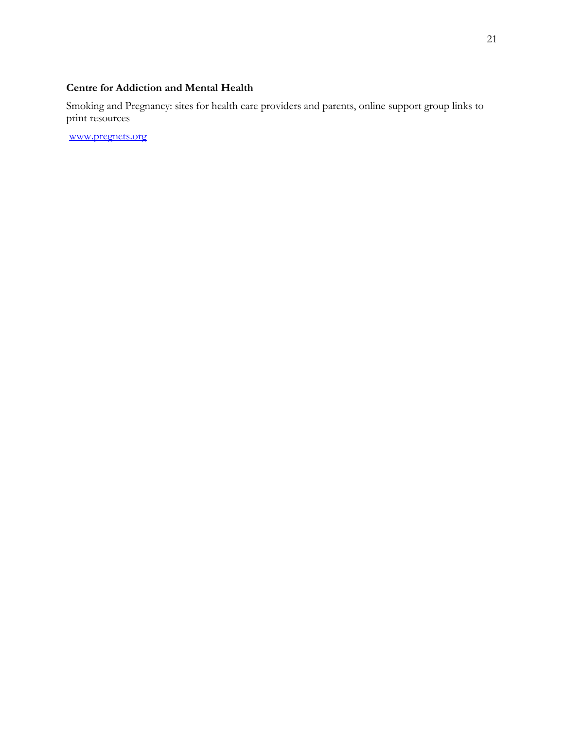**Centre for Addiction and Mental Health**

Smoking and Pregnancy: sites for health care providers and parents, online support group links to print resources

www.pregnets.org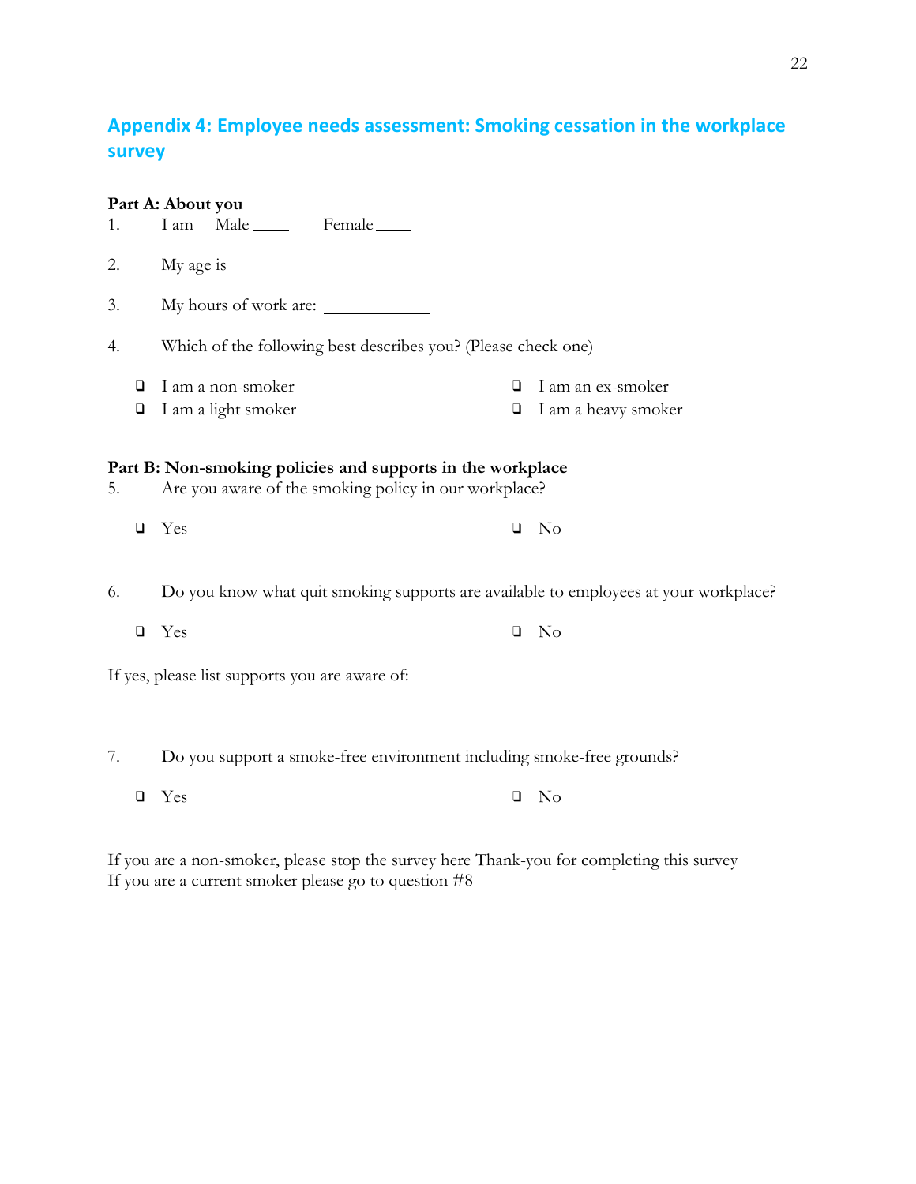## Appendix 4: Employee needs assessment: Smoking cessation in the workplace survey

**Part A: About you**

1. I am Male ____ Female ____

2. My age is ____

3. My hours of work are: ____________

4. Which of the following best describes you? (Please check one)

- ❑ I am a non-smoker
- ❑ I am an ex-smoker
- ❑ I am a light smoker
- ❑ I am a heavy smoker

**Part B: Non-smoking policies and supports in the workplace**

5. Are you aware of the smoking policy in our workplace?

- ❑ Yes
- ❑ No

6. Do you know what quit smoking supports are available to employees at your workplace?

- ❑ Yes
- ❑ No

If yes, please list supports you are aware of:

7. Do you support a smoke-free environment including smoke-free grounds?

- ❑ Yes
- ❑ No

If you are a non-smoker, please stop the survey here Thank-you for completing this survey
If you are a current smoker please go to question #8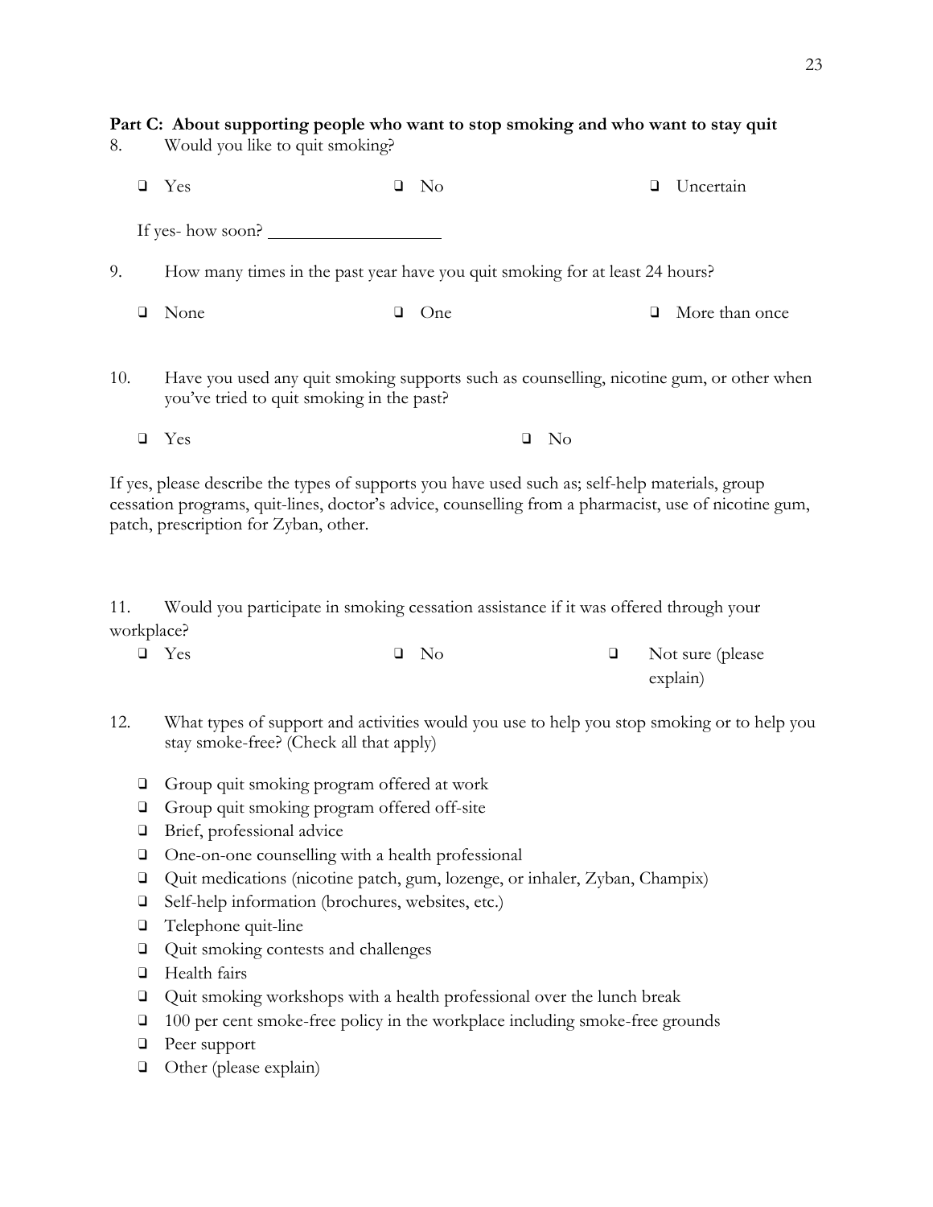**Part C: About supporting people who want to stop smoking and who want to stay quit**

8. Would you like to quit smoking?

- ❑ Yes
- ❑ No
- ❑ Uncertain

If yes- how soon? ___________________

9. How many times in the past year have you quit smoking for at least 24 hours?

- ❑ None
- ❑ One
- ❑ More than once

10. Have you used any quit smoking supports such as counselling, nicotine gum, or other when you've tried to quit smoking in the past?

- ❑ Yes
- ❑ No

If yes, please describe the types of supports you have used such as; self-help materials, group cessation programs, quit-lines, doctor's advice, counselling from a pharmacist, use of nicotine gum, patch, prescription for Zyban, other.

11. Would you participate in smoking cessation assistance if it was offered through your workplace?

- ❑ Yes
- ❑ No
- ❑ Not sure (please explain)

12. What types of support and activities would you use to help you stop smoking or to help you stay smoke-free? (Check all that apply)

- ❑ Group quit smoking program offered at work
- ❑ Group quit smoking program offered off-site
- ❑ Brief, professional advice
- ❑ One-on-one counselling with a health professional
- ❑ Quit medications (nicotine patch, gum, lozenge, or inhaler, Zyban, Champix)
- ❑ Self-help information (brochures, websites, etc.)
- ❑ Telephone quit-line
- ❑ Quit smoking contests and challenges
- ❑ Health fairs
- ❑ Quit smoking workshops with a health professional over the lunch break
- ❑ 100 per cent smoke-free policy in the workplace including smoke-free grounds
- ❑ Peer support
- ❑ Other (please explain)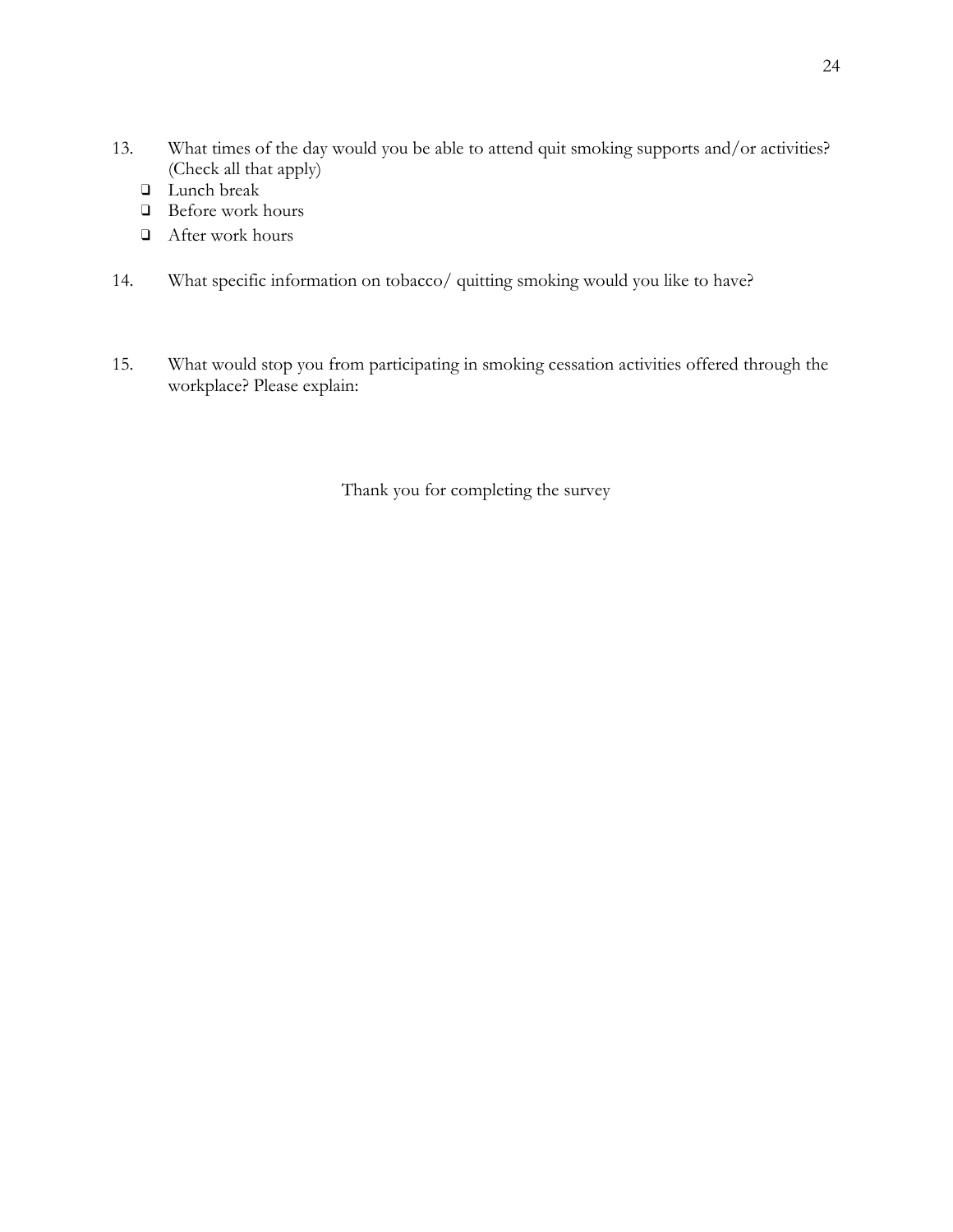13. What times of the day would you be able to attend quit smoking supports and/or activities? (Check all that apply)
    - ❑ Lunch break
    - ❑ Before work hours
    - ❑ After work hours

14. What specific information on tobacco/ quitting smoking would you like to have?

15. What would stop you from participating in smoking cessation activities offered through the workplace? Please explain:

Thank you for completing the survey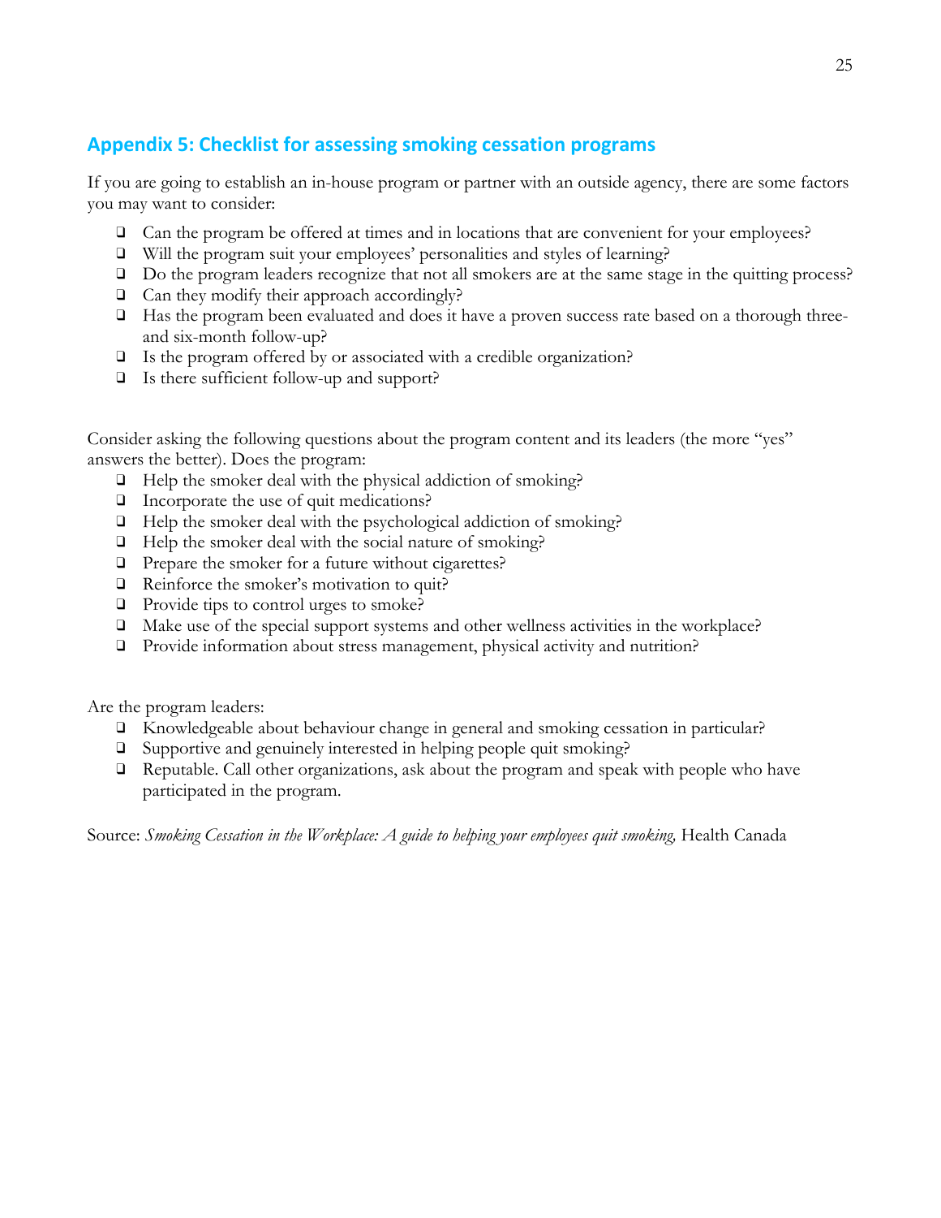## Appendix 5: Checklist for assessing smoking cessation programs

If you are going to establish an in-house program or partner with an outside agency, there are some factors you may want to consider:

- ❑ Can the program be offered at times and in locations that are convenient for your employees?
- ❑ Will the program suit your employees' personalities and styles of learning?
- ❑ Do the program leaders recognize that not all smokers are at the same stage in the quitting process?
- ❑ Can they modify their approach accordingly?
- ❑ Has the program been evaluated and does it have a proven success rate based on a thorough three- and six-month follow-up?
- ❑ Is the program offered by or associated with a credible organization?
- ❑ Is there sufficient follow-up and support?

Consider asking the following questions about the program content and its leaders (the more "yes" answers the better). Does the program:

- ❑ Help the smoker deal with the physical addiction of smoking?
- ❑ Incorporate the use of quit medications?
- ❑ Help the smoker deal with the psychological addiction of smoking?
- ❑ Help the smoker deal with the social nature of smoking?
- ❑ Prepare the smoker for a future without cigarettes?
- ❑ Reinforce the smoker's motivation to quit?
- ❑ Provide tips to control urges to smoke?
- ❑ Make use of the special support systems and other wellness activities in the workplace?
- ❑ Provide information about stress management, physical activity and nutrition?

Are the program leaders:

- ❑ Knowledgeable about behaviour change in general and smoking cessation in particular?
- ❑ Supportive and genuinely interested in helping people quit smoking?
- ❑ Reputable. Call other organizations, ask about the program and speak with people who have participated in the program.

Source: *Smoking Cessation in the Workplace: A guide to helping your employees quit smoking,* Health Canada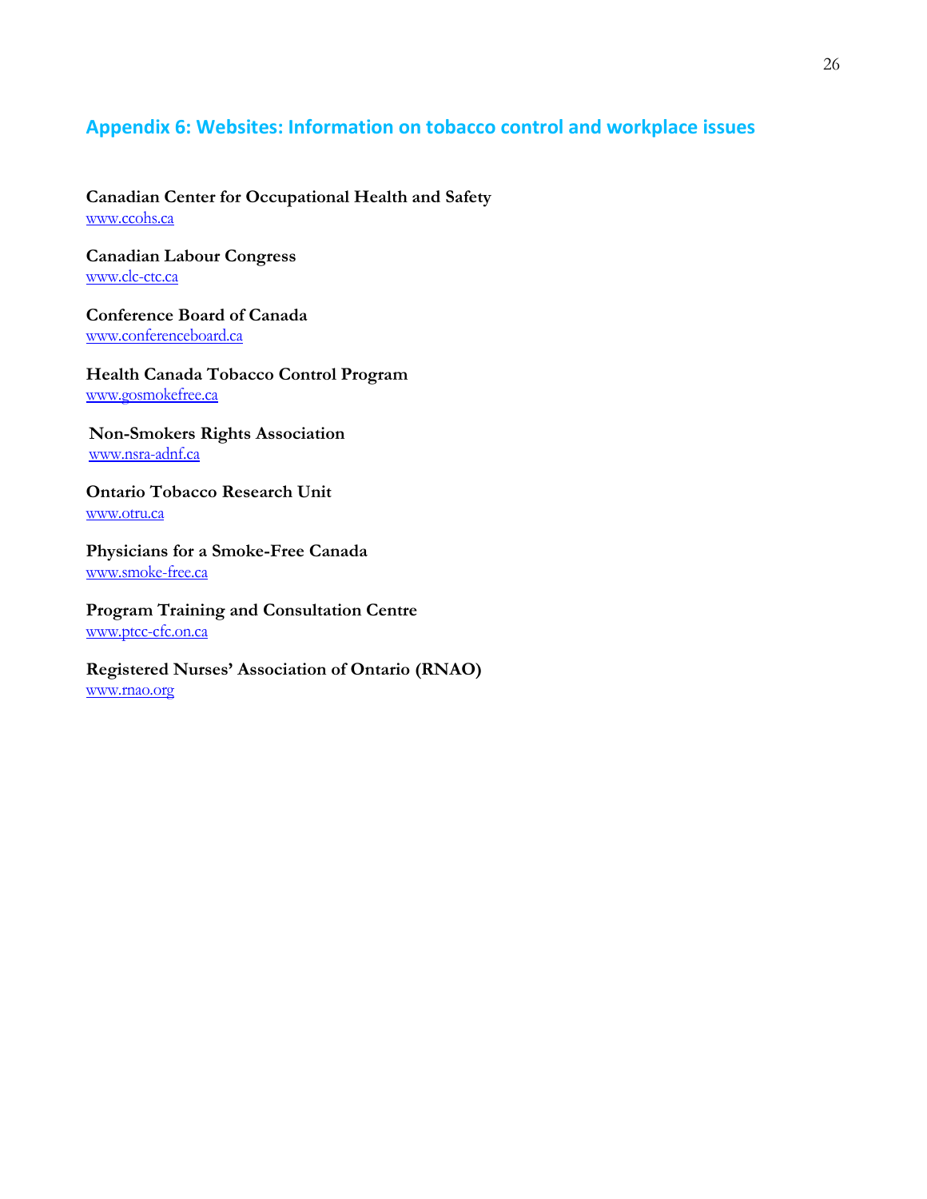## Appendix 6: Websites: Information on tobacco control and workplace issues

**Canadian Center for Occupational Health and Safety**
www.ccohs.ca

**Canadian Labour Congress**
www.clc-ctc.ca

**Conference Board of Canada**
www.conferenceboard.ca

**Health Canada Tobacco Control Program**
www.gosmokefree.ca

**Non-Smokers Rights Association**
www.nsra-adnf.ca

**Ontario Tobacco Research Unit**
www.otru.ca

**Physicians for a Smoke-Free Canada**
www.smoke-free.ca

**Program Training and Consultation Centre**
www.ptcc-cfc.on.ca

**Registered Nurses' Association of Ontario (RNAO)**
www.rnao.org